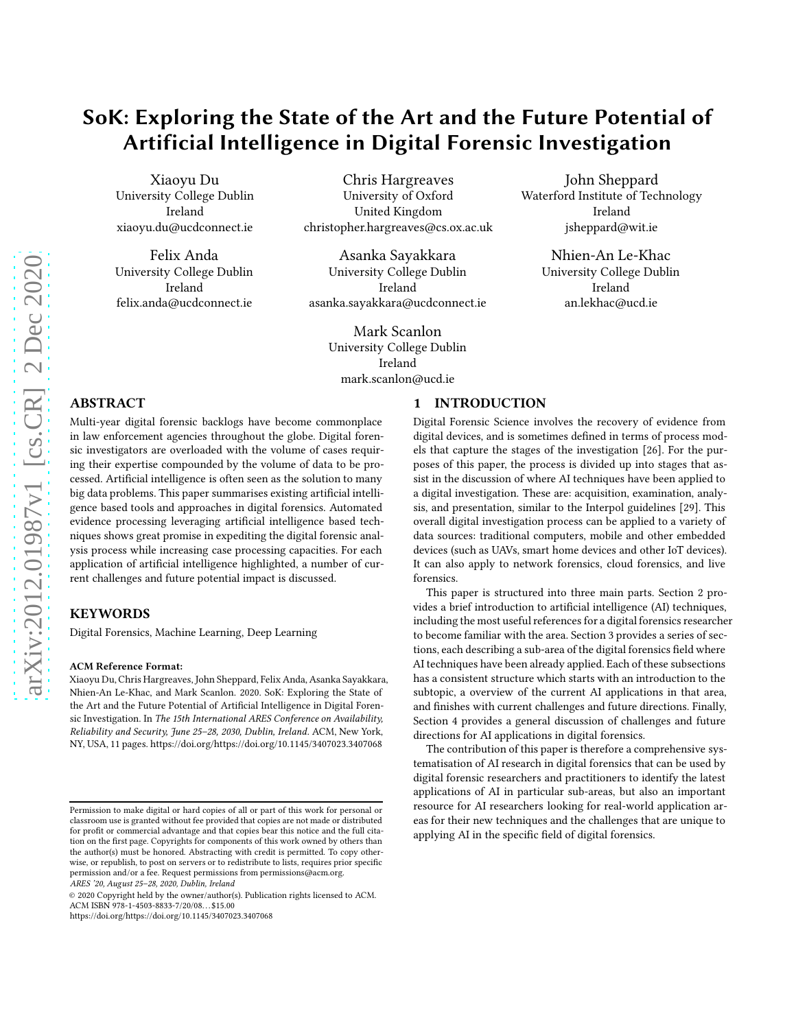# SoK: Exploring the State of the Art and the Future Potential of Artificial Intelligence in Digital Forensic Investigation

Xiaoyu Du
University College Dublin
Ireland
xiaoyu.du@ucdconnect.ie

Chris Hargreaves
University of Oxford
United Kingdom
christopher.hargreaves@cs.ox.ac.uk

John Sheppard
Waterford Institute of Technology
Ireland
jsheppard@wit.ie

Felix Anda
University College Dublin
Ireland
felix.anda@ucdconnect.ie

Asanka Sayakkara
University College Dublin
Ireland
asanka.sayakkara@ucdconnect.ie

Nhien-An Le-Khac
University College Dublin
Ireland
an.lekhac@ucd.ie

Mark Scanlon
University College Dublin
Ireland
mark.scanlon@ucd.ie

## ABSTRACT

Multi-year digital forensic backlogs have become commonplace in law enforcement agencies throughout the globe. Digital forensic investigators are overloaded with the volume of cases requiring their expertise compounded by the volume of data to be processed. Artificial intelligence is often seen as the solution to many big data problems. This paper summarises existing artificial intelligence based tools and approaches in digital forensics. Automated evidence processing leveraging artificial intelligence based techniques shows great promise in expediting the digital forensic analysis process while increasing case processing capacities. For each application of artificial intelligence highlighted, a number of current challenges and future potential impact is discussed.

## KEYWORDS

Digital Forensics, Machine Learning, Deep Learning

**ACM Reference Format:**
Xiaoyu Du, Chris Hargreaves, John Sheppard, Felix Anda, Asanka Sayakkara, Nhien-An Le-Khac, and Mark Scanlon. 2020. SoK: Exploring the State of the Art and the Future Potential of Artificial Intelligence in Digital Forensic Investigation. In *The 15th International ARES Conference on Availability, Reliability and Security, June 25–28, 2030, Dublin, Ireland.* ACM, New York, NY, USA, 11 pages. https://doi.org/https://doi.org/10.1145/3407023.3407068

Permission to make digital or hard copies of all or part of this work for personal or classroom use is granted without fee provided that copies are not made or distributed for profit or commercial advantage and that copies bear this notice and the full citation on the first page. Copyrights for components of this work owned by others than the author(s) must be honored. Abstracting with credit is permitted. To copy otherwise, or republish, to post on servers or to redistribute to lists, requires prior specific permission and/or a fee. Request permissions from permissions@acm.org.
*ARES '20, August 25–28, 2020, Dublin, Ireland*
© 2020 Copyright held by the owner/author(s). Publication rights licensed to ACM.
ACM ISBN 978-1-4503-8833-7/20/08…$15.00
https://doi.org/https://doi.org/10.1145/3407023.3407068

## 1 INTRODUCTION

Digital Forensic Science involves the recovery of evidence from digital devices, and is sometimes defined in terms of process models that capture the stages of the investigation [26]. For the purposes of this paper, the process is divided up into stages that assist in the discussion of where AI techniques have been applied to a digital investigation. These are: acquisition, examination, analysis, and presentation, similar to the Interpol guidelines [29]. This overall digital investigation process can be applied to a variety of data sources: traditional computers, mobile and other embedded devices (such as UAVs, smart home devices and other IoT devices). It can also apply to network forensics, cloud forensics, and live forensics.

This paper is structured into three main parts. Section 2 provides a brief introduction to artificial intelligence (AI) techniques, including the most useful references for a digital forensics researcher to become familiar with the area. Section 3 provides a series of sections, each describing a sub-area of the digital forensics field where AI techniques have been already applied. Each of these subsections has a consistent structure which starts with an introduction to the subtopic, a overview of the current AI applications in that area, and finishes with current challenges and future directions. Finally, Section 4 provides a general discussion of challenges and future directions for AI applications in digital forensics.

The contribution of this paper is therefore a comprehensive systematisation of AI research in digital forensics that can be used by digital forensic researchers and practitioners to identify the latest applications of AI in particular sub-areas, but also an important resource for AI researchers looking for real-world application areas for their new techniques and the challenges that are unique to applying AI in the specific field of digital forensics.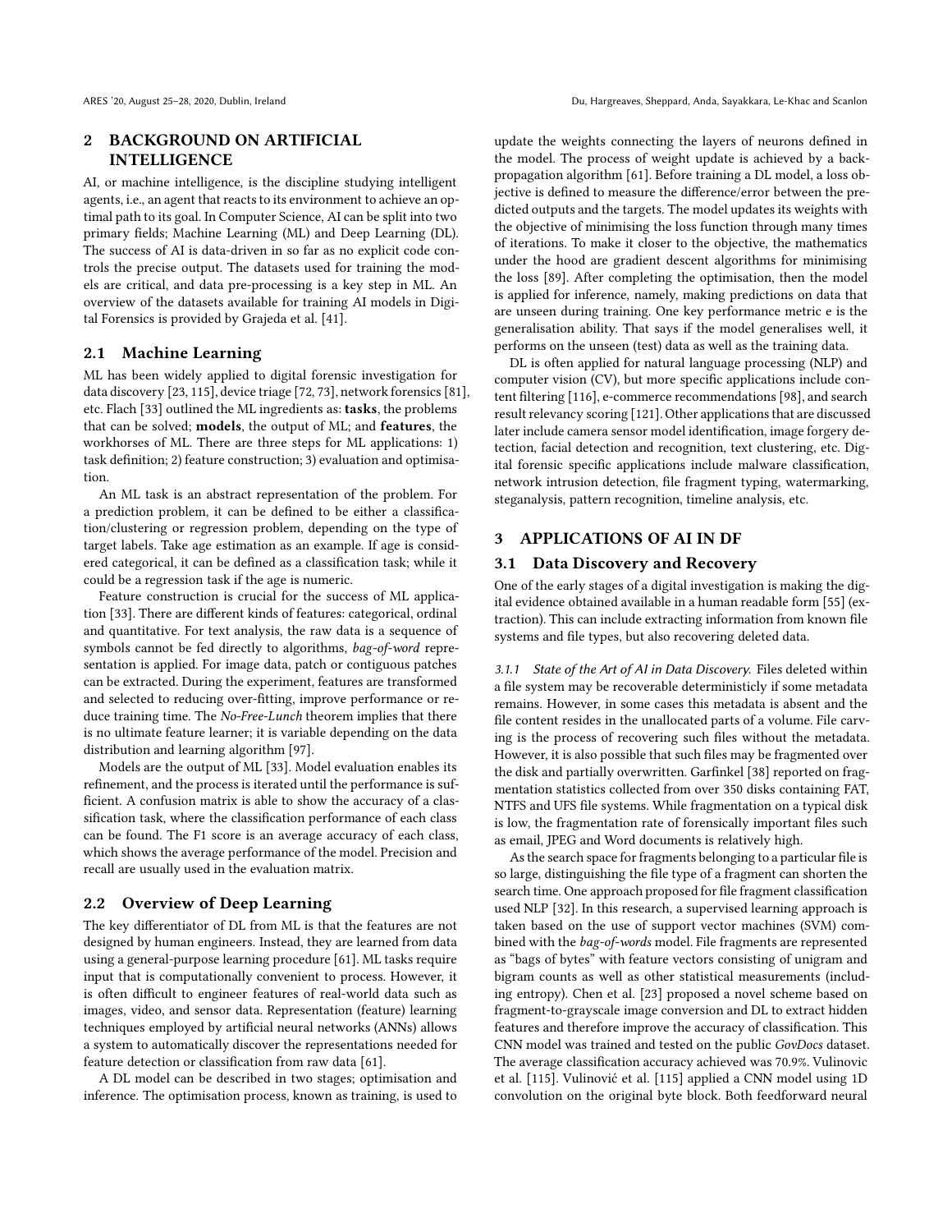## 2 BACKGROUND ON ARTIFICIAL INTELLIGENCE

AI, or machine intelligence, is the discipline studying intelligent agents, i.e., an agent that reacts to its environment to achieve an optimal path to its goal. In Computer Science, AI can be split into two primary fields; Machine Learning (ML) and Deep Learning (DL). The success of AI is data-driven in so far as no explicit code controls the precise output. The datasets used for training the models are critical, and data pre-processing is a key step in ML. An overview of the datasets available for training AI models in Digital Forensics is provided by Grajeda et al. [41].

### 2.1 Machine Learning

ML has been widely applied to digital forensic investigation for data discovery [23, 115], device triage [72, 73], network forensics [81], etc. Flach [33] outlined the ML ingredients as: **tasks**, the problems that can be solved; **models**, the output of ML; and **features**, the workhorses of ML. There are three steps for ML applications: 1) task definition; 2) feature construction; 3) evaluation and optimisation.

An ML task is an abstract representation of the problem. For a prediction problem, it can be defined to be either a classification/clustering or regression problem, depending on the type of target labels. Take age estimation as an example. If age is considered categorical, it can be defined as a classification task; while it could be a regression task if the age is numeric.

Feature construction is crucial for the success of ML application [33]. There are different kinds of features: categorical, ordinal and quantitative. For text analysis, the raw data is a sequence of symbols cannot be fed directly to algorithms, *bag-of-word* representation is applied. For image data, patch or contiguous patches can be extracted. During the experiment, features are transformed and selected to reducing over-fitting, improve performance or reduce training time. The *No-Free-Lunch* theorem implies that there is no ultimate feature learner; it is variable depending on the data distribution and learning algorithm [97].

Models are the output of ML [33]. Model evaluation enables its refinement, and the process is iterated until the performance is sufficient. A confusion matrix is able to show the accuracy of a classification task, where the classification performance of each class can be found. The F1 score is an average accuracy of each class, which shows the average performance of the model. Precision and recall are usually used in the evaluation matrix.

### 2.2 Overview of Deep Learning

The key differentiator of DL from ML is that the features are not designed by human engineers. Instead, they are learned from data using a general-purpose learning procedure [61]. ML tasks require input that is computationally convenient to process. However, it is often difficult to engineer features of real-world data such as images, video, and sensor data. Representation (feature) learning techniques employed by artificial neural networks (ANNs) allows a system to automatically discover the representations needed for feature detection or classification from raw data [61].

A DL model can be described in two stages; optimisation and inference. The optimisation process, known as training, is used to update the weights connecting the layers of neurons defined in the model. The process of weight update is achieved by a back-propagation algorithm [61]. Before training a DL model, a loss objective is defined to measure the difference/error between the predicted outputs and the targets. The model updates its weights with the objective of minimising the loss function through many times of iterations. To make it closer to the objective, the mathematics under the hood are gradient descent algorithms for minimising the loss [89]. After completing the optimisation, then the model is applied for inference, namely, making predictions on data that are unseen during training. One key performance metric e is the generalisation ability. That says if the model generalises well, it performs on the unseen (test) data as well as the training data.

DL is often applied for natural language processing (NLP) and computer vision (CV), but more specific applications include content filtering [116], e-commerce recommendations [98], and search result relevancy scoring [121]. Other applications that are discussed later include camera sensor model identification, image forgery detection, facial detection and recognition, text clustering, etc. Digital forensic specific applications include malware classification, network intrusion detection, file fragment typing, watermarking, steganalysis, pattern recognition, timeline analysis, etc.

## 3 APPLICATIONS OF AI IN DF

### 3.1 Data Discovery and Recovery

One of the early stages of a digital investigation is making the digital evidence obtained available in a human readable form [55] (extraction). This can include extracting information from known file systems and file types, but also recovering deleted data.

#### 3.1.1 State of the Art of AI in Data Discovery.

Files deleted within a file system may be recoverable deterministicly if some metadata remains. However, in some cases this metadata is absent and the file content resides in the unallocated parts of a volume. File carving is the process of recovering such files without the metadata. However, it is also possible that such files may be fragmented over the disk and partially overwritten. Garfinkel [38] reported on fragmentation statistics collected from over 350 disks containing FAT, NTFS and UFS file systems. While fragmentation on a typical disk is low, the fragmentation rate of forensically important files such as email, JPEG and Word documents is relatively high.

As the search space for fragments belonging to a particular file is so large, distinguishing the file type of a fragment can shorten the search time. One approach proposed for file fragment classification used NLP [32]. In this research, a supervised learning approach is taken based on the use of support vector machines (SVM) combined with the *bag-of-words* model. File fragments are represented as "bags of bytes" with feature vectors consisting of unigram and bigram counts as well as other statistical measurements (including entropy). Chen et al. [23] proposed a novel scheme based on fragment-to-grayscale image conversion and DL to extract hidden features and therefore improve the accuracy of classification. This CNN model was trained and tested on the public *GovDocs* dataset. The average classification accuracy achieved was 70.9%. Vulinovic et al. [115]. Vulinović et al. [115] applied a CNN model using 1D convolution on the original byte block. Both feedforward neural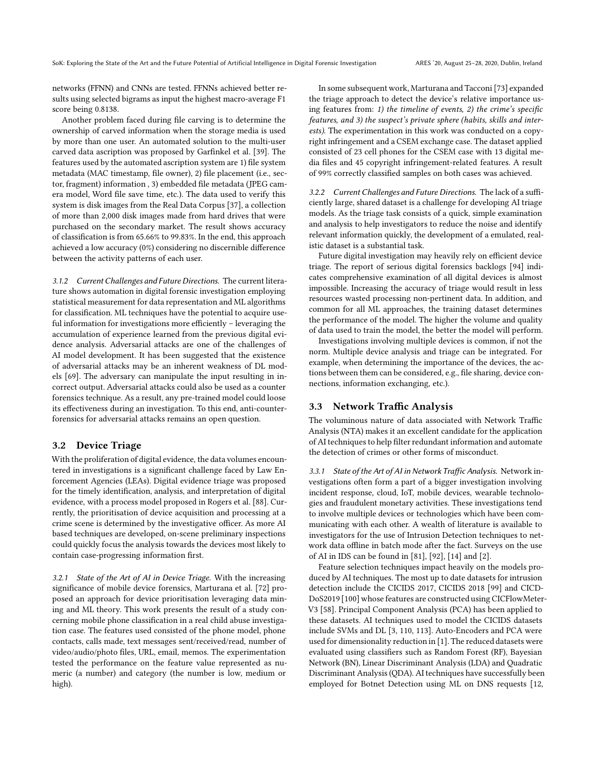networks (FFNN) and CNNs are tested. FFNNs achieved better results using selected bigrams as input the highest macro-average F1 score being 0.8138.

Another problem faced during file carving is to determine the ownership of carved information when the storage media is used by more than one user. An automated solution to the multi-user carved data ascription was proposed by Garfinkel et al. [39]. The features used by the automated ascription system are 1) file system metadata (MAC timestamp, file owner), 2) file placement (i.e., sector, fragment) information , 3) embedded file metadata (JPEG camera model, Word file save time, etc.). The data used to verify this system is disk images from the Real Data Corpus [37], a collection of more than 2,000 disk images made from hard drives that were purchased on the secondary market. The result shows accuracy of classification is from 65.66% to 99.83%. In the end, this approach achieved a low accuracy (0%) considering no discernible difference between the activity patterns of each user.

#### 3.1.2 Current Challenges and Future Directions.

The current literature shows automation in digital forensic investigation employing statistical measurement for data representation and ML algorithms for classification. ML techniques have the potential to acquire useful information for investigations more efficiently – leveraging the accumulation of experience learned from the previous digital evidence analysis. Adversarial attacks are one of the challenges of AI model development. It has been suggested that the existence of adversarial attacks may be an inherent weakness of DL models [69]. The adversary can manipulate the input resulting in incorrect output. Adversarial attacks could also be used as a counter forensics technique. As a result, any pre-trained model could loose its effectiveness during an investigation. To this end, anti-counter-forensics for adversarial attacks remains an open question.

## 3.2 Device Triage

With the proliferation of digital evidence, the data volumes encountered in investigations is a significant challenge faced by Law Enforcement Agencies (LEAs). Digital evidence triage was proposed for the timely identification, analysis, and interpretation of digital evidence, with a process model proposed in Rogers et al. [88]. Currently, the prioritisation of device acquisition and processing at a crime scene is determined by the investigative officer. As more AI based techniques are developed, on-scene preliminary inspections could quickly focus the analysis towards the devices most likely to contain case-progressing information first.

#### 3.2.1 State of the Art of AI in Device Triage.

With the increasing significance of mobile device forensics, Marturana et al. [72] proposed an approach for device prioritisation leveraging data mining and ML theory. This work presents the result of a study concerning mobile phone classification in a real child abuse investigation case. The features used consisted of the phone model, phone contacts, calls made, text messages sent/received/read, number of video/audio/photo files, URL, email, memos. The experimentation tested the performance on the feature value represented as numeric (a number) and category (the number is low, medium or high).

In some subsequent work, Marturana and Tacconi [73] expanded the triage approach to detect the device's relative importance using features from: *1) the timeline of events, 2) the crime's specific features, and 3) the suspect's private sphere (habits, skills and interests)*. The experimentation in this work was conducted on a copyright infringement and a CSEM exchange case. The dataset applied consisted of 23 cell phones for the CSEM case with 13 digital media files and 45 copyright infringement-related features. A result of 99% correctly classified samples on both cases was achieved.

#### 3.2.2 Current Challenges and Future Directions.

The lack of a sufficiently large, shared dataset is a challenge for developing AI triage models. As the triage task consists of a quick, simple examination and analysis to help investigators to reduce the noise and identify relevant information quickly, the development of a emulated, realistic dataset is a substantial task.

Future digital investigation may heavily rely on efficient device triage. The report of serious digital forensics backlogs [94] indicates comprehensive examination of all digital devices is almost impossible. Increasing the accuracy of triage would result in less resources wasted processing non-pertinent data. In addition, and common for all ML approaches, the training dataset determines the performance of the model. The higher the volume and quality of data used to train the model, the better the model will perform.

Investigations involving multiple devices is common, if not the norm. Multiple device analysis and triage can be integrated. For example, when determining the importance of the devices, the actions between them can be considered, e.g., file sharing, device connections, information exchanging, etc.).

## 3.3 Network Traffic Analysis

The voluminous nature of data associated with Network Traffic Analysis (NTA) makes it an excellent candidate for the application of AI techniques to help filter redundant information and automate the detection of crimes or other forms of misconduct.

#### 3.3.1 State of the Art of AI in Network Traffic Analysis.

Network investigations often form a part of a bigger investigation involving incident response, cloud, IoT, mobile devices, wearable technologies and fraudulent monetary activities. These investigations tend to involve multiple devices or technologies which have been communicating with each other. A wealth of literature is available to investigators for the use of Intrusion Detection techniques to network data offline in batch mode after the fact. Surveys on the use of AI in IDS can be found in [81], [92], [14] and [2].

Feature selection techniques impact heavily on the models produced by AI techniques. The most up to date datasets for intrusion detection include the CICIDS 2017, CICIDS 2018 [99] and CICDDoS2019 [100] whose features are constructed using CICFlowMeter-V3 [58]. Principal Component Analysis (PCA) has been applied to these datasets. AI techniques used to model the CICIDS datasets include SVMs and DL [3, 110, 113]. Auto-Encoders and PCA were used for dimensionality reduction in [1]. The reduced datasets were evaluated using classifiers such as Random Forest (RF), Bayesian Network (BN), Linear Discriminant Analysis (LDA) and Quadratic Discriminant Analysis (QDA). AI techniques have successfully been employed for Botnet Detection using ML on DNS requests [12,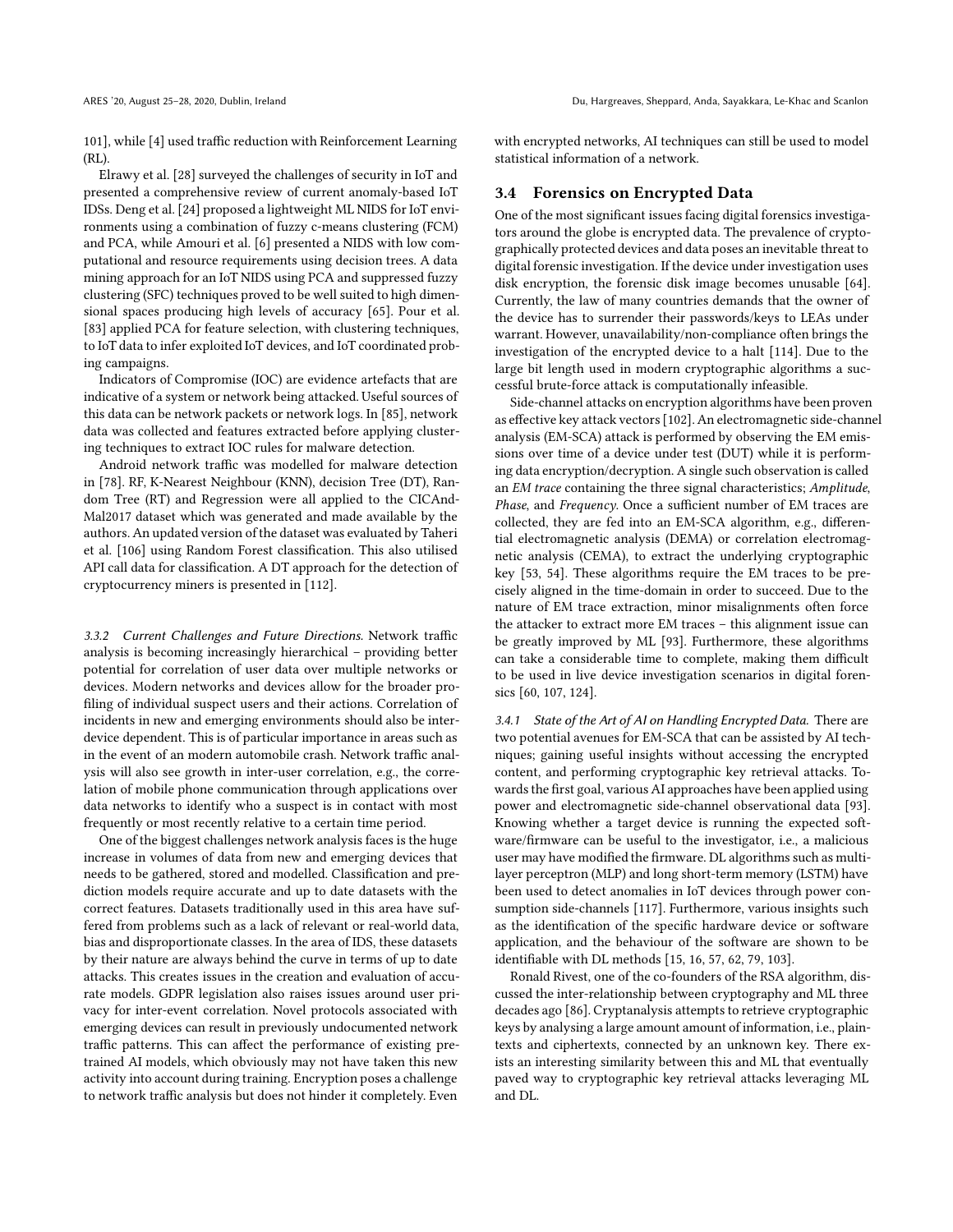101], while [4] used traffic reduction with Reinforcement Learning (RL).

Elrawy et al. [28] surveyed the challenges of security in IoT and presented a comprehensive review of current anomaly-based IoT IDSs. Deng et al. [24] proposed a lightweight ML NIDS for IoT environments using a combination of fuzzy c-means clustering (FCM) and PCA, while Amouri et al. [6] presented a NIDS with low computational and resource requirements using decision trees. A data mining approach for an IoT NIDS using PCA and suppressed fuzzy clustering (SFC) techniques proved to be well suited to high dimensional spaces producing high levels of accuracy [65]. Pour et al. [83] applied PCA for feature selection, with clustering techniques, to IoT data to infer exploited IoT devices, and IoT coordinated probing campaigns.

Indicators of Compromise (IOC) are evidence artefacts that are indicative of a system or network being attacked. Useful sources of this data can be network packets or network logs. In [85], network data was collected and features extracted before applying clustering techniques to extract IOC rules for malware detection.

Android network traffic was modelled for malware detection in [78]. RF, K-Nearest Neighbour (KNN), decision Tree (DT), Random Tree (RT) and Regression were all applied to the CICAndMal2017 dataset which was generated and made available by the authors. An updated version of the dataset was evaluated by Taheri et al. [106] using Random Forest classification. This also utilised API call data for classification. A DT approach for the detection of cryptocurrency miners is presented in [112].

#### 3.3.2 Current Challenges and Future Directions.

Network traffic analysis is becoming increasingly hierarchical – providing better potential for correlation of user data over multiple networks or devices. Modern networks and devices allow for the broader profiling of individual suspect users and their actions. Correlation of incidents in new and emerging environments should also be interdevice dependent. This is of particular importance in areas such as in the event of an modern automobile crash. Network traffic analysis will also see growth in inter-user correlation, e.g., the correlation of mobile phone communication through applications over data networks to identify who a suspect is in contact with most frequently or most recently relative to a certain time period.

One of the biggest challenges network analysis faces is the huge increase in volumes of data from new and emerging devices that needs to be gathered, stored and modelled. Classification and prediction models require accurate and up to date datasets with the correct features. Datasets traditionally used in this area have suffered from problems such as a lack of relevant or real-world data, bias and disproportionate classes. In the area of IDS, these datasets by their nature are always behind the curve in terms of up to date attacks. This creates issues in the creation and evaluation of accurate models. GDPR legislation also raises issues around user privacy for inter-event correlation. Novel protocols associated with emerging devices can result in previously undocumented network traffic patterns. This can affect the performance of existing pretrained AI models, which obviously may not have taken this new activity into account during training. Encryption poses a challenge to network traffic analysis but does not hinder it completely. Even with encrypted networks, AI techniques can still be used to model statistical information of a network.

### 3.4 Forensics on Encrypted Data

One of the most significant issues facing digital forensics investigators around the globe is encrypted data. The prevalence of cryptographically protected devices and data poses an inevitable threat to digital forensic investigation. If the device under investigation uses disk encryption, the forensic disk image becomes unusable [64]. Currently, the law of many countries demands that the owner of the device has to surrender their passwords/keys to LEAs under warrant. However, unavailability/non-compliance often brings the investigation of the encrypted device to a halt [114]. Due to the large bit length used in modern cryptographic algorithms a successful brute-force attack is computationally infeasible.

Side-channel attacks on encryption algorithms have been proven as effective key attack vectors [102]. An electromagnetic side-channel analysis (EM-SCA) attack is performed by observing the EM emissions over time of a device under test (DUT) while it is performing data encryption/decryption. A single such observation is called an *EM trace* containing the three signal characteristics; *Amplitude*, *Phase*, and *Frequency*. Once a sufficient number of EM traces are collected, they are fed into an EM-SCA algorithm, e.g., differential electromagnetic analysis (DEMA) or correlation electromagnetic analysis (CEMA), to extract the underlying cryptographic key [53, 54]. These algorithms require the EM traces to be precisely aligned in the time-domain in order to succeed. Due to the nature of EM trace extraction, minor misalignments often force the attacker to extract more EM traces – this alignment issue can be greatly improved by ML [93]. Furthermore, these algorithms can take a considerable time to complete, making them difficult to be used in live device investigation scenarios in digital forensics [60, 107, 124].

#### 3.4.1 State of the Art of AI on Handling Encrypted Data.

There are two potential avenues for EM-SCA that can be assisted by AI techniques; gaining useful insights without accessing the encrypted content, and performing cryptographic key retrieval attacks. Towards the first goal, various AI approaches have been applied using power and electromagnetic side-channel observational data [93]. Knowing whether a target device is running the expected software/firmware can be useful to the investigator, i.e., a malicious user may have modified the firmware. DL algorithms such as multilayer perceptron (MLP) and long short-term memory (LSTM) have been used to detect anomalies in IoT devices through power consumption side-channels [117]. Furthermore, various insights such as the identification of the specific hardware device or software application, and the behaviour of the software are shown to be identifiable with DL methods [15, 16, 57, 62, 79, 103].

Ronald Rivest, one of the co-founders of the RSA algorithm, discussed the inter-relationship between cryptography and ML three decades ago [86]. Cryptanalysis attempts to retrieve cryptographic keys by analysing a large amount amount of information, i.e., plaintexts and ciphertexts, connected by an unknown key. There exists an interesting similarity between this and ML that eventually paved way to cryptographic key retrieval attacks leveraging ML and DL.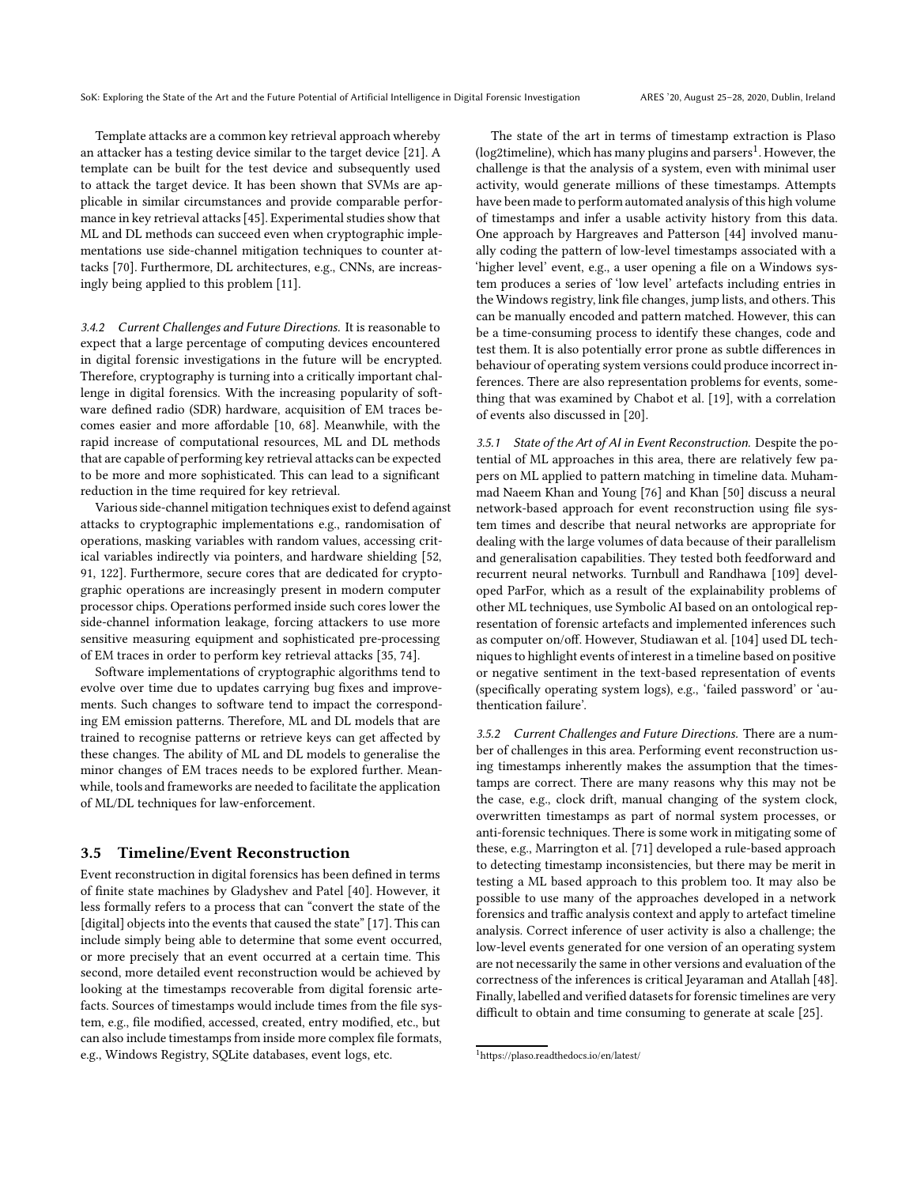Template attacks are a common key retrieval approach whereby an attacker has a testing device similar to the target device [21]. A template can be built for the test device and subsequently used to attack the target device. It has been shown that SVMs are applicable in similar circumstances and provide comparable performance in key retrieval attacks [45]. Experimental studies show that ML and DL methods can succeed even when cryptographic implementations use side-channel mitigation techniques to counter attacks [70]. Furthermore, DL architectures, e.g., CNNs, are increasingly being applied to this problem [11].

#### 3.4.2 Current Challenges and Future Directions.

It is reasonable to expect that a large percentage of computing devices encountered in digital forensic investigations in the future will be encrypted. Therefore, cryptography is turning into a critically important challenge in digital forensics. With the increasing popularity of software defined radio (SDR) hardware, acquisition of EM traces becomes easier and more affordable [10, 68]. Meanwhile, with the rapid increase of computational resources, ML and DL methods that are capable of performing key retrieval attacks can be expected to be more and more sophisticated. This can lead to a significant reduction in the time required for key retrieval.

Various side-channel mitigation techniques exist to defend against attacks to cryptographic implementations e.g., randomisation of operations, masking variables with random values, accessing critical variables indirectly via pointers, and hardware shielding [52, 91, 122]. Furthermore, secure cores that are dedicated for cryptographic operations are increasingly present in modern computer processor chips. Operations performed inside such cores lower the side-channel information leakage, forcing attackers to use more sensitive measuring equipment and sophisticated pre-processing of EM traces in order to perform key retrieval attacks [35, 74].

Software implementations of cryptographic algorithms tend to evolve over time due to updates carrying bug fixes and improvements. Such changes to software tend to impact the corresponding EM emission patterns. Therefore, ML and DL models that are trained to recognise patterns or retrieve keys can get affected by these changes. The ability of ML and DL models to generalise the minor changes of EM traces needs to be explored further. Meanwhile, tools and frameworks are needed to facilitate the application of ML/DL techniques for law-enforcement.

## 3.5 Timeline/Event Reconstruction

Event reconstruction in digital forensics has been defined in terms of finite state machines by Gladyshev and Patel [40]. However, it less formally refers to a process that can "convert the state of the [digital] objects into the events that caused the state" [17]. This can include simply being able to determine that some event occurred, or more precisely that an event occurred at a certain time. This second, more detailed event reconstruction would be achieved by looking at the timestamps recoverable from digital forensic artefacts. Sources of timestamps would include times from the file system, e.g., file modified, accessed, created, entry modified, etc., but can also include timestamps from inside more complex file formats, e.g., Windows Registry, SQLite databases, event logs, etc.

The state of the art in terms of timestamp extraction is Plaso (log2timeline), which has many plugins and parsers[1]. However, the challenge is that the analysis of a system, even with minimal user activity, would generate millions of these timestamps. Attempts have been made to perform automated analysis of this high volume of timestamps and infer a usable activity history from this data. One approach by Hargreaves and Patterson [44] involved manually coding the pattern of low-level timestamps associated with a 'higher level' event, e.g., a user opening a file on a Windows system produces a series of 'low level' artefacts including entries in the Windows registry, link file changes, jump lists, and others. This can be manually encoded and pattern matched. However, this can be a time-consuming process to identify these changes, code and test them. It is also potentially error prone as subtle differences in behaviour of operating system versions could produce incorrect inferences. There are also representation problems for events, something that was examined by Chabot et al. [19], with a correlation of events also discussed in [20].

#### 3.5.1 State of the Art of AI in Event Reconstruction.

Despite the potential of ML approaches in this area, there are relatively few papers on ML applied to pattern matching in timeline data. Muhammad Naeem Khan and Young [76] and Khan [50] discuss a neural network-based approach for event reconstruction using file system times and describe that neural networks are appropriate for dealing with the large volumes of data because of their parallelism and generalisation capabilities. They tested both feedforward and recurrent neural networks. Turnbull and Randhawa [109] developed ParFor, which as a result of the explainability problems of other ML techniques, use Symbolic AI based on an ontological representation of forensic artefacts and implemented inferences such as computer on/off. However, Studiawan et al. [104] used DL techniques to highlight events of interest in a timeline based on positive or negative sentiment in the text-based representation of events (specifically operating system logs), e.g., 'failed password' or 'authentication failure'.

#### 3.5.2 Current Challenges and Future Directions.

There are a number of challenges in this area. Performing event reconstruction using timestamps inherently makes the assumption that the timestamps are correct. There are many reasons why this may not be the case, e.g., clock drift, manual changing of the system clock, overwritten timestamps as part of normal system processes, or anti-forensic techniques. There is some work in mitigating some of these, e.g., Marrington et al. [71] developed a rule-based approach to detecting timestamp inconsistencies, but there may be merit in testing a ML based approach to this problem too. It may also be possible to use many of the approaches developed in a network forensics and traffic analysis context and apply to artefact timeline analysis. Correct inference of user activity is also a challenge; the low-level events generated for one version of an operating system are not necessarily the same in other versions and evaluation of the correctness of the inferences is critical Jeyaraman and Atallah [48]. Finally, labelled and verified datasets for forensic timelines are very difficult to obtain and time consuming to generate at scale [25].

[1] https://plaso.readthedocs.io/en/latest/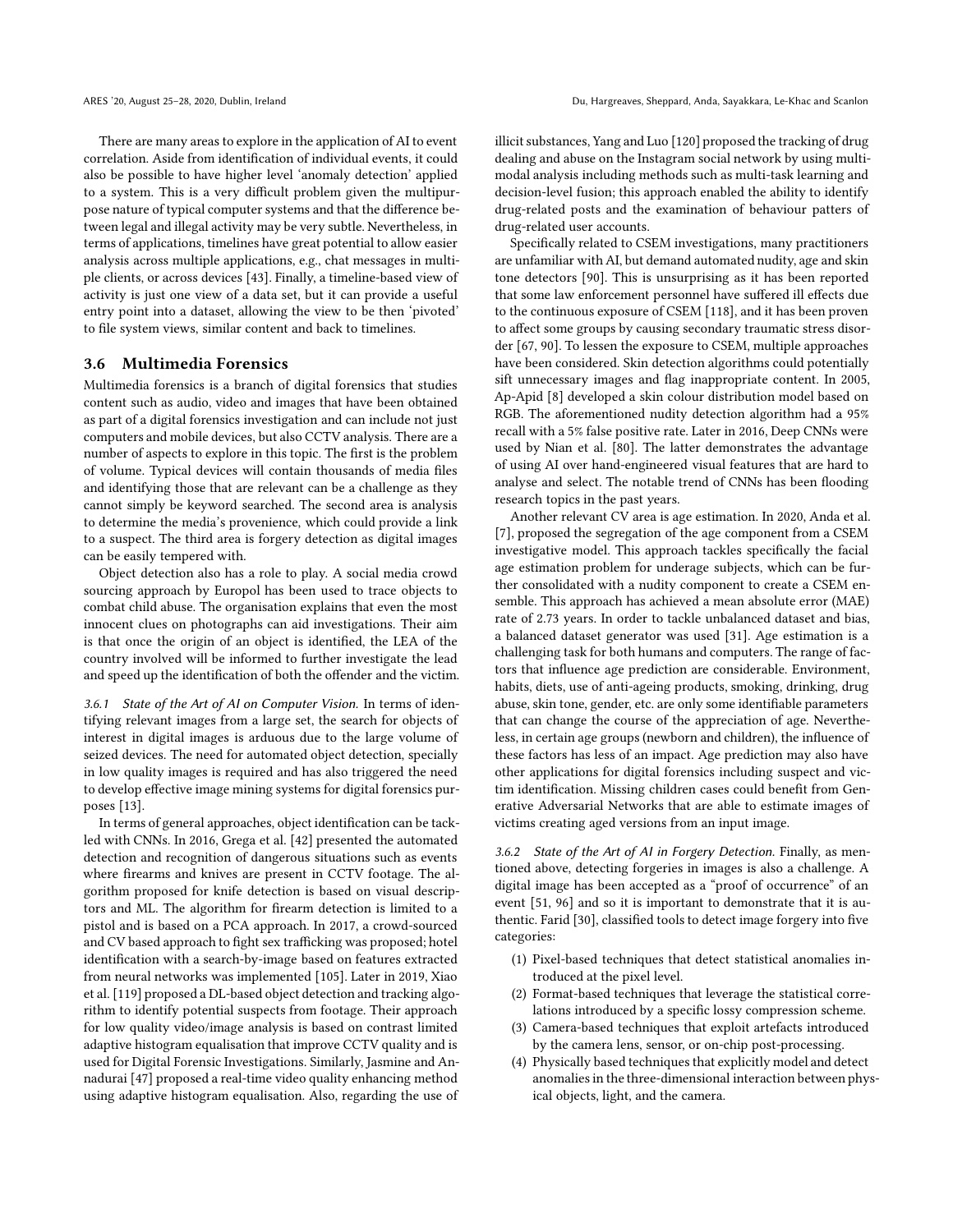There are many areas to explore in the application of AI to event correlation. Aside from identification of individual events, it could also be possible to have higher level 'anomaly detection' applied to a system. This is a very difficult problem given the multipurpose nature of typical computer systems and that the difference between legal and illegal activity may be very subtle. Nevertheless, in terms of applications, timelines have great potential to allow easier analysis across multiple applications, e.g., chat messages in multiple clients, or across devices [43]. Finally, a timeline-based view of activity is just one view of a data set, but it can provide a useful entry point into a dataset, allowing the view to be then 'pivoted' to file system views, similar content and back to timelines.

### 3.6 Multimedia Forensics

Multimedia forensics is a branch of digital forensics that studies content such as audio, video and images that have been obtained as part of a digital forensics investigation and can include not just computers and mobile devices, but also CCTV analysis. There are a number of aspects to explore in this topic. The first is the problem of volume. Typical devices will contain thousands of media files and identifying those that are relevant can be a challenge as they cannot simply be keyword searched. The second area is analysis to determine the media's provenience, which could provide a link to a suspect. The third area is forgery detection as digital images can be easily tempered with.

Object detection also has a role to play. A social media crowd sourcing approach by Europol has been used to trace objects to combat child abuse. The organisation explains that even the most innocent clues on photographs can aid investigations. Their aim is that once the origin of an object is identified, the LEA of the country involved will be informed to further investigate the lead and speed up the identification of both the offender and the victim.

#### 3.6.1 State of the Art of AI on Computer Vision.

In terms of identifying relevant images from a large set, the search for objects of interest in digital images is arduous due to the large volume of seized devices. The need for automated object detection, specially in low quality images is required and has also triggered the need to develop effective image mining systems for digital forensics purposes [13].

In terms of general approaches, object identification can be tackled with CNNs. In 2016, Grega et al. [42] presented the automated detection and recognition of dangerous situations such as events where firearms and knives are present in CCTV footage. The algorithm proposed for knife detection is based on visual descriptors and ML. The algorithm for firearm detection is limited to a pistol and is based on a PCA approach. In 2017, a crowd-sourced and CV based approach to fight sex trafficking was proposed; hotel identification with a search-by-image based on features extracted from neural networks was implemented [105]. Later in 2019, Xiao et al. [119] proposed a DL-based object detection and tracking algorithm to identify potential suspects from footage. Their approach for low quality video/image analysis is based on contrast limited adaptive histogram equalisation that improve CCTV quality and is used for Digital Forensic Investigations. Similarly, Jasmine and Annadurai [47] proposed a real-time video quality enhancing method using adaptive histogram equalisation. Also, regarding the use of illicit substances, Yang and Luo [120] proposed the tracking of drug dealing and abuse on the Instagram social network by using multimodal analysis including methods such as multi-task learning and decision-level fusion; this approach enabled the ability to identify drug-related posts and the examination of behaviour patters of drug-related user accounts.

Specifically related to CSEM investigations, many practitioners are unfamiliar with AI, but demand automated nudity, age and skin tone detectors [90]. This is unsurprising as it has been reported that some law enforcement personnel have suffered ill effects due to the continuous exposure of CSEM [118], and it has been proven to affect some groups by causing secondary traumatic stress disorder [67, 90]. To lessen the exposure to CSEM, multiple approaches have been considered. Skin detection algorithms could potentially sift unnecessary images and flag inappropriate content. In 2005, Ap-Apid [8] developed a skin colour distribution model based on RGB. The aforementioned nudity detection algorithm had a 95% recall with a 5% false positive rate. Later in 2016, Deep CNNs were used by Nian et al. [80]. The latter demonstrates the advantage of using AI over hand-engineered visual features that are hard to analyse and select. The notable trend of CNNs has been flooding research topics in the past years.

Another relevant CV area is age estimation. In 2020, Anda et al. [7], proposed the segregation of the age component from a CSEM investigative model. This approach tackles specifically the facial age estimation problem for underage subjects, which can be further consolidated with a nudity component to create a CSEM ensemble. This approach has achieved a mean absolute error (MAE) rate of 2.73 years. In order to tackle unbalanced dataset and bias, a balanced dataset generator was used [31]. Age estimation is a challenging task for both humans and computers. The range of factors that influence age prediction are considerable. Environment, habits, diets, use of anti-ageing products, smoking, drinking, drug abuse, skin tone, gender, etc. are only some identifiable parameters that can change the course of the appreciation of age. Nevertheless, in certain age groups (newborn and children), the influence of these factors has less of an impact. Age prediction may also have other applications for digital forensics including suspect and victim identification. Missing children cases could benefit from Generative Adversarial Networks that are able to estimate images of victims creating aged versions from an input image.

#### 3.6.2 State of the Art of AI in Forgery Detection.

Finally, as mentioned above, detecting forgeries in images is also a challenge. A digital image has been accepted as a "proof of occurrence" of an event [51, 96] and so it is important to demonstrate that it is authentic. Farid [30], classified tools to detect image forgery into five categories:

1. Pixel-based techniques that detect statistical anomalies introduced at the pixel level.
2. Format-based techniques that leverage the statistical correlations introduced by a specific lossy compression scheme.
3. Camera-based techniques that exploit artefacts introduced by the camera lens, sensor, or on-chip post-processing.
4. Physically based techniques that explicitly model and detect anomalies in the three-dimensional interaction between physical objects, light, and the camera.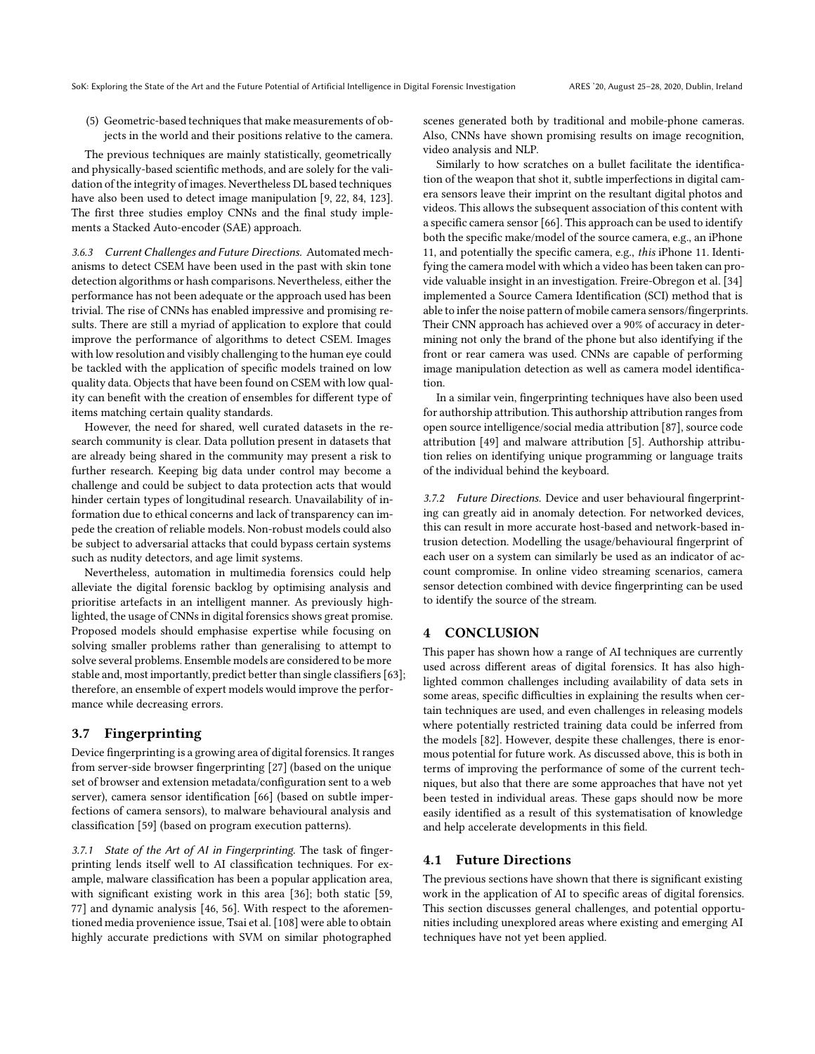(5) Geometric-based techniques that make measurements of objects in the world and their positions relative to the camera.

The previous techniques are mainly statistically, geometrically and physically-based scientific methods, and are solely for the validation of the integrity of images. Nevertheless DL based techniques have also been used to detect image manipulation [9, 22, 84, 123]. The first three studies employ CNNs and the final study implements a Stacked Auto-encoder (SAE) approach.

*3.6.3 Current Challenges and Future Directions.* Automated mechanisms to detect CSEM have been used in the past with skin tone detection algorithms or hash comparisons. Nevertheless, either the performance has not been adequate or the approach used has been trivial. The rise of CNNs has enabled impressive and promising results. There are still a myriad of application to explore that could improve the performance of algorithms to detect CSEM. Images with low resolution and visibly challenging to the human eye could be tackled with the application of specific models trained on low quality data. Objects that have been found on CSEM with low quality can benefit with the creation of ensembles for different type of items matching certain quality standards.

However, the need for shared, well curated datasets in the research community is clear. Data pollution present in datasets that are already being shared in the community may present a risk to further research. Keeping big data under control may become a challenge and could be subject to data protection acts that would hinder certain types of longitudinal research. Unavailability of information due to ethical concerns and lack of transparency can impede the creation of reliable models. Non-robust models could also be subject to adversarial attacks that could bypass certain systems such as nudity detectors, and age limit systems.

Nevertheless, automation in multimedia forensics could help alleviate the digital forensic backlog by optimising analysis and prioritise artefacts in an intelligent manner. As previously highlighted, the usage of CNNs in digital forensics shows great promise. Proposed models should emphasise expertise while focusing on solving smaller problems rather than generalising to attempt to solve several problems. Ensemble models are considered to be more stable and, most importantly, predict better than single classifiers [63]; therefore, an ensemble of expert models would improve the performance while decreasing errors.

## 3.7 Fingerprinting

Device fingerprinting is a growing area of digital forensics. It ranges from server-side browser fingerprinting [27] (based on the unique set of browser and extension metadata/configuration sent to a web server), camera sensor identification [66] (based on subtle imperfections of camera sensors), to malware behavioural analysis and classification [59] (based on program execution patterns).

*3.7.1 State of the Art of AI in Fingerprinting.* The task of fingerprinting lends itself well to AI classification techniques. For example, malware classification has been a popular application area, with significant existing work in this area [36]; both static [59, 77] and dynamic analysis [46, 56]. With respect to the aforementioned media provenience issue, Tsai et al. [108] were able to obtain highly accurate predictions with SVM on similar photographed scenes generated both by traditional and mobile-phone cameras. Also, CNNs have shown promising results on image recognition, video analysis and NLP.

Similarly to how scratches on a bullet facilitate the identification of the weapon that shot it, subtle imperfections in digital camera sensors leave their imprint on the resultant digital photos and videos. This allows the subsequent association of this content with a specific camera sensor [66]. This approach can be used to identify both the specific make/model of the source camera, e.g., an iPhone 11, and potentially the specific camera, e.g., *this* iPhone 11. Identifying the camera model with which a video has been taken can provide valuable insight in an investigation. Freire-Obregon et al. [34] implemented a Source Camera Identification (SCI) method that is able to infer the noise pattern of mobile camera sensors/fingerprints. Their CNN approach has achieved over a 90% of accuracy in determining not only the brand of the phone but also identifying if the front or rear camera was used. CNNs are capable of performing image manipulation detection as well as camera model identification.

In a similar vein, fingerprinting techniques have also been used for authorship attribution. This authorship attribution ranges from open source intelligence/social media attribution [87], source code attribution [49] and malware attribution [5]. Authorship attribution relies on identifying unique programming or language traits of the individual behind the keyboard.

*3.7.2 Future Directions.* Device and user behavioural fingerprinting can greatly aid in anomaly detection. For networked devices, this can result in more accurate host-based and network-based intrusion detection. Modelling the usage/behavioural fingerprint of each user on a system can similarly be used as an indicator of account compromise. In online video streaming scenarios, camera sensor detection combined with device fingerprinting can be used to identify the source of the stream.

# 4 CONCLUSION

This paper has shown how a range of AI techniques are currently used across different areas of digital forensics. It has also highlighted common challenges including availability of data sets in some areas, specific difficulties in explaining the results when certain techniques are used, and even challenges in releasing models where potentially restricted training data could be inferred from the models [82]. However, despite these challenges, there is enormous potential for future work. As discussed above, this is both in terms of improving the performance of some of the current techniques, but also that there are some approaches that have not yet been tested in individual areas. These gaps should now be more easily identified as a result of this systematisation of knowledge and help accelerate developments in this field.

## 4.1 Future Directions

The previous sections have shown that there is significant existing work in the application of AI to specific areas of digital forensics. This section discusses general challenges, and potential opportunities including unexplored areas where existing and emerging AI techniques have not yet been applied.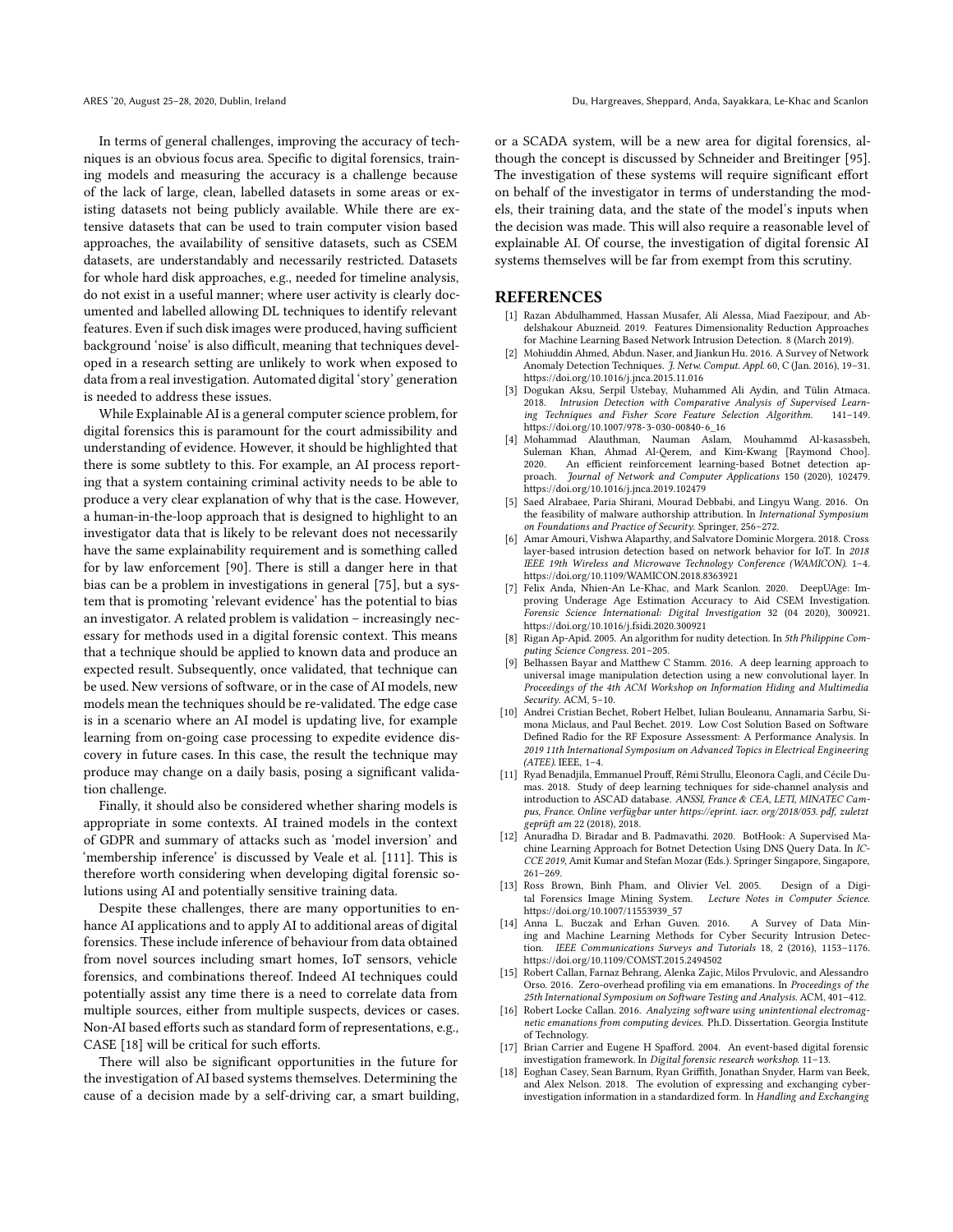In terms of general challenges, improving the accuracy of techniques is an obvious focus area. Specific to digital forensics, training models and measuring the accuracy is a challenge because of the lack of large, clean, labelled datasets in some areas or existing datasets not being publicly available. While there are extensive datasets that can be used to train computer vision based approaches, the availability of sensitive datasets, such as CSEM datasets, are understandably and necessarily restricted. Datasets for whole hard disk approaches, e.g., needed for timeline analysis, do not exist in a useful manner; where user activity is clearly documented and labelled allowing DL techniques to identify relevant features. Even if such disk images were produced, having sufficient background 'noise' is also difficult, meaning that techniques developed in a research setting are unlikely to work when exposed to data from a real investigation. Automated digital 'story' generation is needed to address these issues.

While Explainable AI is a general computer science problem, for digital forensics this is paramount for the court admissibility and understanding of evidence. However, it should be highlighted that there is some subtlety to this. For example, an AI process reporting that a system containing criminal activity needs to be able to produce a very clear explanation of why that is the case. However, a human-in-the-loop approach that is designed to highlight to an investigator data that is likely to be relevant does not necessarily have the same explainability requirement and is something called for by law enforcement [90]. There is still a danger here in that bias can be a problem in investigations in general [75], but a system that is promoting 'relevant evidence' has the potential to bias an investigator. A related problem is validation – increasingly necessary for methods used in a digital forensic context. This means that a technique should be applied to known data and produce an expected result. Subsequently, once validated, that technique can be used. New versions of software, or in the case of AI models, new models mean the techniques should be re-validated. The edge case is in a scenario where an AI model is updating live, for example learning from on-going case processing to expedite evidence discovery in future cases. In this case, the result the technique may produce may change on a daily basis, posing a significant validation challenge.

Finally, it should also be considered whether sharing models is appropriate in some contexts. AI trained models in the context of GDPR and summary of attacks such as 'model inversion' and 'membership inference' is discussed by Veale et al. [111]. This is therefore worth considering when developing digital forensic solutions using AI and potentially sensitive training data.

Despite these challenges, there are many opportunities to enhance AI applications and to apply AI to additional areas of digital forensics. These include inference of behaviour from data obtained from novel sources including smart homes, IoT sensors, vehicle forensics, and combinations thereof. Indeed AI techniques could potentially assist any time there is a need to correlate data from multiple sources, either from multiple suspects, devices or cases. Non-AI based efforts such as standard form of representations, e.g., CASE [18] will be critical for such efforts.

There will also be significant opportunities in the future for the investigation of AI based systems themselves. Determining the cause of a decision made by a self-driving car, a smart building, or a SCADA system, will be a new area for digital forensics, although the concept is discussed by Schneider and Breitinger [95]. The investigation of these systems will require significant effort on behalf of the investigator in terms of understanding the models, their training data, and the state of the model's inputs when the decision was made. This will also require a reasonable level of explainable AI. Of course, the investigation of digital forensic AI systems themselves will be far from exempt from this scrutiny.

## REFERENCES

- [1] Razan Abdulhammed, Hassan Musafer, Ali Alessa, Miad Faezipour, and Abdelshakour Abuzneid. 2019. Features Dimensionality Reduction Approaches for Machine Learning Based Network Intrusion Detection. 8 (March 2019).
- [2] Mohiuddin Ahmed, Abdun. Naser, and Jiankun Hu. 2016. A Survey of Network Anomaly Detection Techniques. *J. Netw. Comput. Appl.* 60, C (Jan. 2016), 19–31. https://doi.org/10.1016/j.jnca.2015.11.016
- [3] Dogukan Aksu, Serpil Ustebay, Muhammed Ali Aydin, and Tülin Atmaca. 2018. *Intrusion Detection with Comparative Analysis of Supervised Learning Techniques and Fisher Score Feature Selection Algorithm.* 141–149. https://doi.org/10.1007/978-3-030-00840-6_16
- [4] Mohammad Alauthman, Nauman Aslam, Mouhammd Al-kasassbeh, Suleman Khan, Ahmad Al-Qerem, and Kim-Kwang [Raymond Choo]. 2020. An efficient reinforcement learning-based Botnet detection approach. *Journal of Network and Computer Applications* 150 (2020), 102479. https://doi.org/10.1016/j.jnca.2019.102479
- [5] Saed Alrabaee, Paria Shirani, Mourad Debbabi, and Lingyu Wang. 2016. On the feasibility of malware authorship attribution. In *International Symposium on Foundations and Practice of Security*. Springer, 256–272.
- [6] Amar Amouri, Vishwa Alaparthy, and Salvatore Dominic Morgera. 2018. Cross layer-based intrusion detection based on network behavior for IoT. In *2018 IEEE 19th Wireless and Microwave Technology Conference (WAMICON)*. 1–4. https://doi.org/10.1109/WAMICON.2018.8363921
- [7] Felix Anda, Nhien-An Le-Khac, and Mark Scanlon. 2020. DeepUAge: Improving Underage Age Estimation Accuracy to Aid CSEM Investigation. *Forensic Science International: Digital Investigation* 32 (04 2020), 300921. https://doi.org/10.1016/j.fsidi.2020.300921
- [8] Rigan Ap-Apid. 2005. An algorithm for nudity detection. In *5th Philippine Computing Science Congress*. 201–205.
- [9] Belhassen Bayar and Matthew C Stamm. 2016. A deep learning approach to universal image manipulation detection using a new convolutional layer. In *Proceedings of the 4th ACM Workshop on Information Hiding and Multimedia Security*. ACM, 5–10.
- [10] Andrei Cristian Bechet, Robert Helbet, Iulian Bouleanu, Annamaria Sarbu, Simona Miclaus, and Paul Bechet. 2019. Low Cost Solution Based on Software Defined Radio for the RF Exposure Assessment: A Performance Analysis. In *2019 11th International Symposium on Advanced Topics in Electrical Engineering (ATEE)*. IEEE, 1–4.
- [11] Ryad Benadjila, Emmanuel Prouff, Rémi Strullu, Eleonora Cagli, and Cécile Dumas. 2018. Study of deep learning techniques for side-channel analysis and introduction to ASCAD database. *ANSSI, France & CEA, LETI, MINATEC Campus, France. Online verfügbar unter https://eprint. iacr. org/2018/053. pdf, zuletzt geprüft am* 22 (2018), 2018.
- [12] Anuradha D. Biradar and B. Padmavathi. 2020. BotHook: A Supervised Machine Learning Approach for Botnet Detection Using DNS Query Data. In *ICCCE 2019*, Amit Kumar and Stefan Mozar (Eds.). Springer Singapore, Singapore, 261–269.
- [13] Ross Brown, Binh Pham, and Olivier Vel. 2005. Design of a Digital Forensics Image Mining System. *Lecture Notes in Computer Science*. https://doi.org/10.1007/11553939_57
- [14] Anna L. Buczak and Erhan Guven. 2016. A Survey of Data Mining and Machine Learning Methods for Cyber Security Intrusion Detection. *IEEE Communications Surveys and Tutorials* 18, 2 (2016), 1153–1176. https://doi.org/10.1109/COMST.2015.2494502
- [15] Robert Callan, Farnaz Behrang, Alenka Zajic, Milos Prvulovic, and Alessandro Orso. 2016. Zero-overhead profiling via em emanations. In *Proceedings of the 25th International Symposium on Software Testing and Analysis*. ACM, 401–412.
- [16] Robert Locke Callan. 2016. *Analyzing software using unintentional electromagnetic emanations from computing devices.* Ph.D. Dissertation. Georgia Institute of Technology.
- [17] Brian Carrier and Eugene H Spafford. 2004. An event-based digital forensic investigation framework. In *Digital forensic research workshop*. 11–13.
- [18] Eoghan Casey, Sean Barnum, Ryan Griffith, Jonathan Snyder, Harm van Beek, and Alex Nelson. 2018. The evolution of expressing and exchanging cyber-investigation information in a standardized form. In *Handling and Exchanging*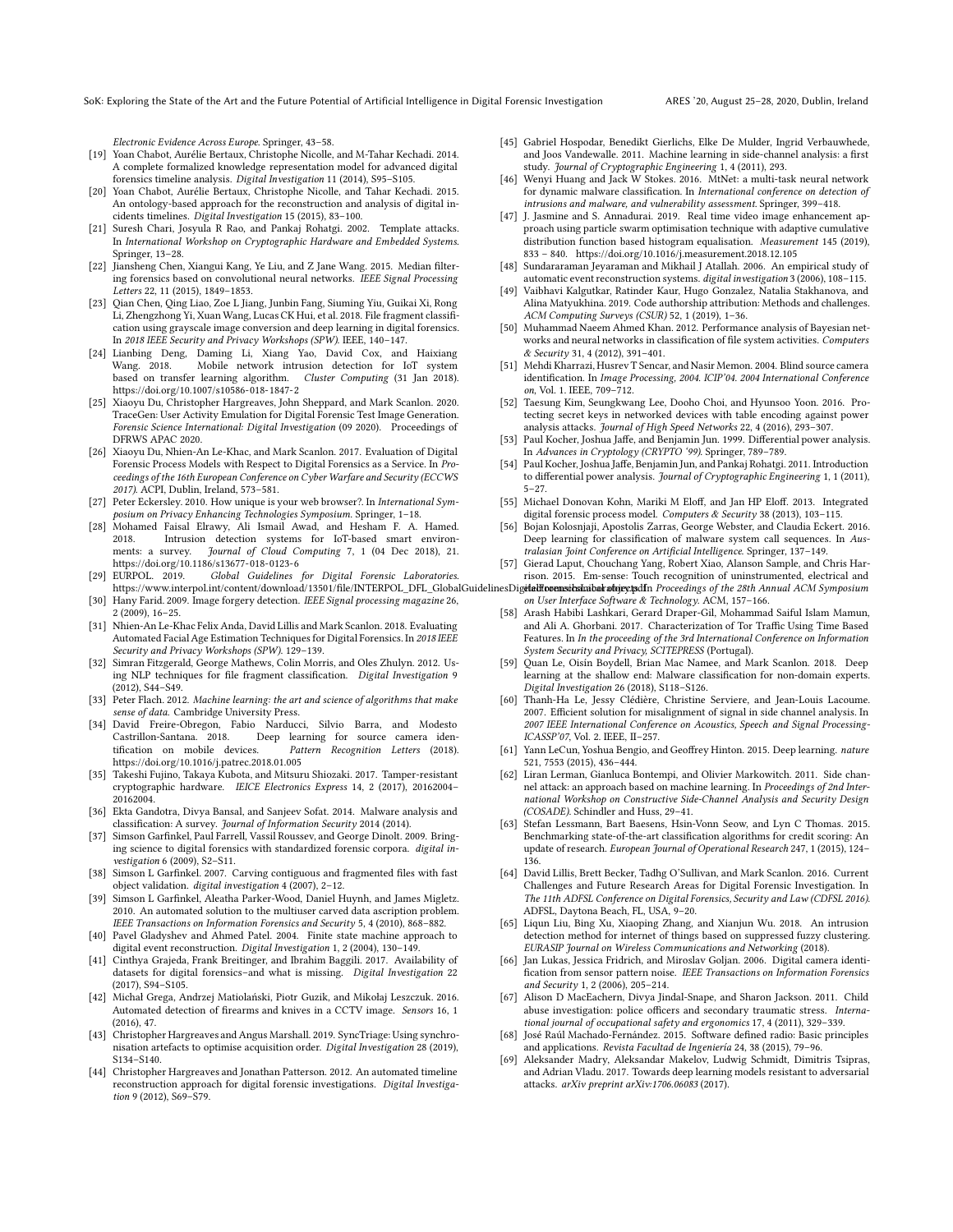*Electronic Evidence Across Europe*. Springer, 43–58.

[19] Yoan Chabot, Aurélie Bertaux, Christophe Nicolle, and M-Tahar Kechadi. 2014. A complete formalized knowledge representation model for advanced digital forensics timeline analysis. *Digital Investigation* 11 (2014), S95–S105.

[20] Yoan Chabot, Aurélie Bertaux, Christophe Nicolle, and Tahar Kechadi. 2015. An ontology-based approach for the reconstruction and analysis of digital incidents timelines. *Digital Investigation* 15 (2015), 83–100.

[21] Suresh Chari, Josyula R Rao, and Pankaj Rohatgi. 2002. Template attacks. In *International Workshop on Cryptographic Hardware and Embedded Systems*. Springer, 13–28.

[22] Jiansheng Chen, Xiangui Kang, Ye Liu, and Z Jane Wang. 2015. Median filtering forensics based on convolutional neural networks. *IEEE Signal Processing Letters* 22, 11 (2015), 1849–1853.

[23] Qian Chen, Qing Liao, Zoe L Jiang, Junbin Fang, Siuming Yiu, Guikai Xi, Rong Li, Zhengzhong Yi, Xuan Wang, Lucas CK Hui, et al. 2018. File fragment classification using grayscale image conversion and deep learning in digital forensics. In *2018 IEEE Security and Privacy Workshops (SPW)*. IEEE, 140–147.

[24] Lianbing Deng, Daming Li, Xiang Yao, David Cox, and Haixiang Wang. 2018. Mobile network intrusion detection for IoT system based on transfer learning algorithm. *Cluster Computing* (31 Jan 2018). https://doi.org/10.1007/s10586-018-1847-2

[25] Xiaoyu Du, Christopher Hargreaves, John Sheppard, and Mark Scanlon. 2020. TraceGen: User Activity Emulation for Digital Forensic Test Image Generation. *Forensic Science International: Digital Investigation* (09 2020). Proceedings of DFRWS APAC 2020.

[26] Xiaoyu Du, Nhien-An Le-Khac, and Mark Scanlon. 2017. Evaluation of Digital Forensic Process Models with Respect to Digital Forensics as a Service. In *Proceedings of the 16th European Conference on Cyber Warfare and Security (ECCWS 2017)*. ACPI, Dublin, Ireland, 573–581.

[27] Peter Eckersley. 2010. How unique is your web browser?. In *International Symposium on Privacy Enhancing Technologies Symposium*. Springer, 1–18.

[28] Mohamed Faisal Elrawy, Ali Ismail Awad, and Hesham F. A. Hamed. 2018. Intrusion detection systems for IoT-based smart environments: a survey. *Journal of Cloud Computing* 7, 1 (04 Dec 2018), 21. https://doi.org/10.1186/s13677-018-0123-6

[29] EURPOL. 2019. *Global Guidelines for Digital Forensic Laboratories*. https://www.interpol.int/content/download/13501/file/INTERPOL_DFL_GlobalGuidelinesDigitalForensicsLaboratory.pdf

[30] Hany Farid. 2009. Image forgery detection. *IEEE Signal processing magazine* 26, 2 (2009), 16–25.

[31] Nhien-An Le-Khac Felix Anda, David Lillis and Mark Scanlon. 2018. Evaluating Automated Facial Age Estimation Techniques for Digital Forensics. In *2018 IEEE Security and Privacy Workshops (SPW)*. 129–139.

[32] Simran Fitzgerald, George Mathews, Colin Morris, and Oles Zhulyn. 2012. Using NLP techniques for file fragment classification. *Digital Investigation* 9 (2012), S44–S49.

[33] Peter Flach. 2012. *Machine learning: the art and science of algorithms that make sense of data*. Cambridge University Press.

[34] David Freire-Obregon, Fabio Narducci, Silvio Barra, and Modesto Castrillon-Santana. 2018. Deep learning for source camera identification on mobile devices. *Pattern Recognition Letters* (2018). https://doi.org/10.1016/j.patrec.2018.01.005

[35] Takeshi Fujino, Takaya Kubota, and Mitsuru Shiozaki. 2017. Tamper-resistant cryptographic hardware. *IEICE Electronics Express* 14, 2 (2017), 20162004–20162004.

[36] Ekta Gandotra, Divya Bansal, and Sanjeev Sofat. 2014. Malware analysis and classification: A survey. *Journal of Information Security* 2014 (2014).

[37] Simson Garfinkel, Paul Farrell, Vassil Roussev, and George Dinolt. 2009. Bringing science to digital forensics with standardized forensic corpora. *digital investigation* 6 (2009), S2–S11.

[38] Simson L Garfinkel. 2007. Carving contiguous and fragmented files with fast object validation. *digital investigation* 4 (2007), 2–12.

[39] Simson L Garfinkel, Aleatha Parker-Wood, Daniel Huynh, and James Migletz. 2010. An automated solution to the multiuser carved data ascription problem. *IEEE Transactions on Information Forensics and Security* 5, 4 (2010), 868–882.

[40] Pavel Gladyshev and Ahmed Patel. 2004. Finite state machine approach to digital event reconstruction. *Digital Investigation* 1, 2 (2004), 130–149.

[41] Cinthya Grajeda, Frank Breitinger, and Ibrahim Baggili. 2017. Availability of datasets for digital forensics–and what is missing. *Digital Investigation* 22 (2017), S94–S105.

[42] Michał Grega, Andrzej Matiolański, Piotr Guzik, and Mikołaj Leszczuk. 2016. Automated detection of firearms and knives in a CCTV image. *Sensors* 16, 1 (2016), 47.

[43] Christopher Hargreaves and Angus Marshall. 2019. SyncTriage: Using synchronisation artefacts to optimise acquisition order. *Digital Investigation* 28 (2019), S134–S140.

[44] Christopher Hargreaves and Jonathan Patterson. 2012. An automated timeline reconstruction approach for digital forensic investigations. *Digital Investigation* 9 (2012), S69–S79.

[45] Gabriel Hospodar, Benedikt Gierlichs, Elke De Mulder, Ingrid Verbauwhede, and Joos Vandewalle. 2011. Machine learning in side-channel analysis: a first study. *Journal of Cryptographic Engineering* 1, 4 (2011), 293.

[46] Wenyi Huang and Jack W Stokes. 2016. MtNet: a multi-task neural network for dynamic malware classification. In *International conference on detection of intrusions and malware, and vulnerability assessment*. Springer, 399–418.

[47] J. Jasmine and S. Annadurai. 2019. Real time video image enhancement approach using particle swarm optimisation technique with adaptive cumulative distribution function based histogram equalisation. *Measurement* 145 (2019), 833 – 840. https://doi.org/10.1016/j.measurement.2018.12.105

[48] Sundararaman Jeyaraman and Mikhail J Atallah. 2006. An empirical study of automatic event reconstruction systems. *digital investigation* 3 (2006), 108–115.

[49] Vaibhavi Kalgutkar, Ratinder Kaur, Hugo Gonzalez, Natalia Stakhanova, and Alina Matyukhina. 2019. Code authorship attribution: Methods and challenges. *ACM Computing Surveys (CSUR)* 52, 1 (2019), 1–36.

[50] Muhammad Naeem Ahmed Khan. 2012. Performance analysis of Bayesian networks and neural networks in classification of file system activities. *Computers & Security* 31, 4 (2012), 391–401.

[51] Mehdi Kharrazi, Husrev T Sencar, and Nasir Memon. 2004. Blind source camera identification. In *Image Processing, 2004. ICIP'04. 2004 International Conference on*, Vol. 1. IEEE, 709–712.

[52] Taesung Kim, Seungkwang Lee, Dooho Choi, and Hyunsoo Yoon. 2016. Protecting secret keys in networked devices with table encoding against power analysis attacks. *Journal of High Speed Networks* 22, 4 (2016), 293–307.

[53] Paul Kocher, Joshua Jaffe, and Benjamin Jun. 1999. Differential power analysis. In *Advances in Cryptology (CRYPTO '99)*. Springer, 789–789.

[54] Paul Kocher, Joshua Jaffe, Benjamin Jun, and Pankaj Rohatgi. 2011. Introduction to differential power analysis. *Journal of Cryptographic Engineering* 1, 1 (2011), 5–27.

[55] Michael Donovan Kohn, Mariki M Eloff, and Jan HP Eloff. 2013. Integrated digital forensic process model. *Computers & Security* 38 (2013), 103–115.

[56] Bojan Kolosnjaji, Apostolis Zarras, George Webster, and Claudia Eckert. 2016. Deep learning for classification of malware system call sequences. In *Australasian Joint Conference on Artificial Intelligence*. Springer, 137–149.

[57] Gierad Laput, Chouchang Yang, Robert Xiao, Alanson Sample, and Chris Harrison. 2015. Em-sense: Touch recognition of uninstrumented, electrical and electromechanical objects. In *Proceedings of the 28th Annual ACM Symposium on User Interface Software & Technology*. ACM, 157–166.

[58] Arash Habibi Lashkari, Gerard Draper-Gil, Mohammad Saiful Islam Mamun, and Ali A. Ghorbani. 2017. Characterization of Tor Traffic Using Time Based Features. In *In the proceeding of the 3rd International Conference on Information System Security and Privacy, SCITEPRESS* (Portugal).

[59] Quan Le, Oisín Boydell, Brian Mac Namee, and Mark Scanlon. 2018. Deep learning at the shallow end: Malware classification for non-domain experts. *Digital Investigation* 26 (2018), S118–S126.

[60] Thanh-Ha Le, Jessy Clédière, Christine Serviere, and Jean-Louis Lacoume. 2007. Efficient solution for misalignment of signal in side channel analysis. In *2007 IEEE International Conference on Acoustics, Speech and Signal Processing-ICASSP'07*, Vol. 2. IEEE, II–257.

[61] Yann LeCun, Yoshua Bengio, and Geoffrey Hinton. 2015. Deep learning. *nature* 521, 7553 (2015), 436–444.

[62] Liran Lerman, Gianluca Bontempi, and Olivier Markowitch. 2011. Side channel attack: an approach based on machine learning. In *Proceedings of 2nd International Workshop on Constructive Side-Channel Analysis and Security Design (COSADE)*. Schindler and Huss, 29–41.

[63] Stefan Lessmann, Bart Baesens, Hsin-Vonn Seow, and Lyn C Thomas. 2015. Benchmarking state-of-the-art classification algorithms for credit scoring: An update of research. *European Journal of Operational Research* 247, 1 (2015), 124–136.

[64] David Lillis, Brett Becker, Tadhg O'Sullivan, and Mark Scanlon. 2016. Current Challenges and Future Research Areas for Digital Forensic Investigation. In *The 11th ADFSL Conference on Digital Forensics, Security and Law (CDFSL 2016)*. ADFSL, Daytona Beach, FL, USA, 9–20.

[65] Liqun Liu, Bing Xu, Xiaoping Zhang, and Xianjun Wu. 2018. An intrusion detection method for internet of things based on suppressed fuzzy clustering. *EURASIP Journal on Wireless Communications and Networking* (2018).

[66] Jan Lukas, Jessica Fridrich, and Miroslav Goljan. 2006. Digital camera identification from sensor pattern noise. *IEEE Transactions on Information Forensics and Security* 1, 2 (2006), 205–214.

[67] Alison D MacEachern, Divya Jindal-Snape, and Sharon Jackson. 2011. Child abuse investigation: police officers and secondary traumatic stress. *International journal of occupational safety and ergonomics* 17, 4 (2011), 329–339.

[68] José Raúl Machado-Fernández. 2015. Software defined radio: Basic principles and applications. *Revista Facultad de Ingeniería* 24, 38 (2015), 79–96.

[69] Aleksander Madry, Aleksandar Makelov, Ludwig Schmidt, Dimitris Tsipras, and Adrian Vladu. 2017. Towards deep learning models resistant to adversarial attacks. *arXiv preprint arXiv:1706.06083* (2017).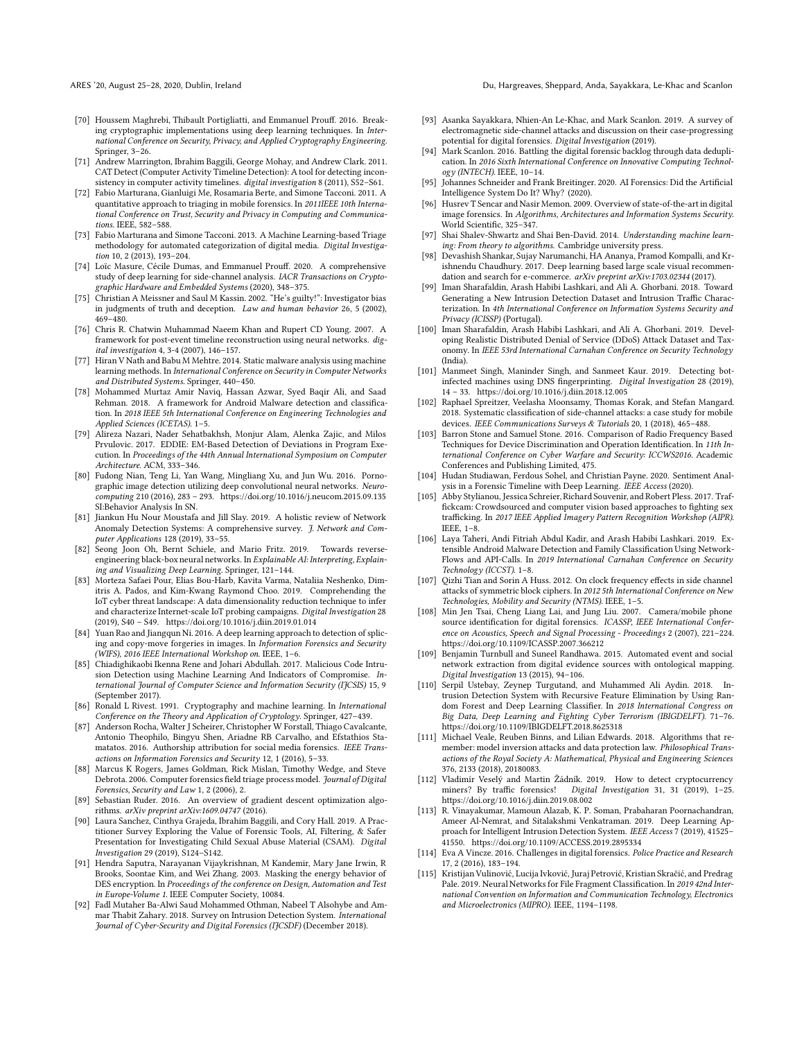- [70] Houssem Maghrebi, Thibault Portigliatti, and Emmanuel Prouff. 2016. Breaking cryptographic implementations using deep learning techniques. In *International Conference on Security, Privacy, and Applied Cryptography Engineering*. Springer, 3–26.
- [71] Andrew Marrington, Ibrahim Baggili, George Mohay, and Andrew Clark. 2011. CAT Detect (Computer Activity Timeline Detection): A tool for detecting inconsistency in computer activity timelines. *digital investigation* 8 (2011), S52–S61.
- [72] Fabio Marturana, Gianluigi Me, Rosamaria Berte, and Simone Tacconi. 2011. A quantitative approach to triaging in mobile forensics. In *2011IEEE 10th International Conference on Trust, Security and Privacy in Computing and Communications*. IEEE, 582–588.
- [73] Fabio Marturana and Simone Tacconi. 2013. A Machine Learning-based Triage methodology for automated categorization of digital media. *Digital Investigation* 10, 2 (2013), 193–204.
- [74] Loïc Masure, Cécile Dumas, and Emmanuel Prouff. 2020. A comprehensive study of deep learning for side-channel analysis. *IACR Transactions on Cryptographic Hardware and Embedded Systems* (2020), 348–375.
- [75] Christian A Meissner and Saul M Kassin. 2002. "He's guilty!": Investigator bias in judgments of truth and deception. *Law and human behavior* 26, 5 (2002), 469–480.
- [76] Chris R. Chatwin Muhammad Naeem Khan and Rupert CD Young. 2007. A framework for post-event timeline reconstruction using neural networks. *digital investigation* 4, 3-4 (2007), 146–157.
- [77] Hiran V Nath and Babu M Mehtre. 2014. Static malware analysis using machine learning methods. In *International Conference on Security in Computer Networks and Distributed Systems*. Springer, 440–450.
- [78] Mohammed Murtaz Amir Naviq, Hassan Azwar, Syed Baqir Ali, and Saad Rehman. 2018. A framework for Android Malware detection and classification. In *2018 IEEE 5th International Conference on Engineering Technologies and Applied Sciences (ICETAS)*. 1–5.
- [79] Alireza Nazari, Nader Sehatbakhsh, Monjur Alam, Alenka Zajic, and Milos Prvulovic. 2017. EDDIE: EM-Based Detection of Deviations in Program Execution. In *Proceedings of the 44th Annual International Symposium on Computer Architecture*. ACM, 333–346.
- [80] Fudong Nian, Teng Li, Yan Wang, Mingliang Xu, and Jun Wu. 2016. Pornographic image detection utilizing deep convolutional neural networks. *Neurocomputing* 210 (2016), 283 – 293. https://doi.org/10.1016/j.neucom.2015.09.135 SI:Behavior Analysis In SN.
- [81] Jiankun Hu Nour Moustafa and Jill Slay. 2019. A holistic review of Network Anomaly Detection Systems: A comprehensive survey. *J. Network and Computer Applications* 128 (2019), 33–55.
- [82] Seong Joon Oh, Bernt Schiele, and Mario Fritz. 2019. Towards reverse-engineering black-box neural networks. In *Explainable AI: Interpreting, Explaining and Visualizing Deep Learning*. Springer, 121–144.
- [83] Morteza Safaei Pour, Elias Bou-Harb, Kavita Varma, Nataliia Neshenko, Dimitris A. Pados, and Kim-Kwang Raymond Choo. 2019. Comprehending the IoT cyber threat landscape: A data dimensionality reduction technique to infer and characterize Internet-scale IoT probing campaigns. *Digital Investigation* 28 (2019), S40 – S49. https://doi.org/10.1016/j.diin.2019.01.014
- [84] Yuan Rao and Jiangqun Ni. 2016. A deep learning approach to detection of splicing and copy-move forgeries in images. In *Information Forensics and Security (WIFS), 2016 IEEE International Workshop on*. IEEE, 1–6.
- [85] Chiadighikaobi Ikenna Rene and Johari Abdullah. 2017. Malicious Code Intrusion Detection using Machine Learning And Indicators of Compromise. *International Journal of Computer Science and Information Security (IJCSIS)* 15, 9 (September 2017).
- [86] Ronald L Rivest. 1991. Cryptography and machine learning. In *International Conference on the Theory and Application of Cryptology*. Springer, 427–439.
- [87] Anderson Rocha, Walter J Scheirer, Christopher W Forstall, Thiago Cavalcante, Antonio Theophilo, Bingyu Shen, Ariadne RB Carvalho, and Efstathios Stamatatos. 2016. Authorship attribution for social media forensics. *IEEE Transactions on Information Forensics and Security* 12, 1 (2016), 5–33.
- [88] Marcus K Rogers, James Goldman, Rick Mislan, Timothy Wedge, and Steve Debrota. 2006. Computer forensics field triage process model. *Journal of Digital Forensics, Security and Law* 1, 2 (2006), 2.
- [89] Sebastian Ruder. 2016. An overview of gradient descent optimization algorithms. *arXiv preprint arXiv:1609.04747* (2016).
- [90] Laura Sanchez, Cinthya Grajeda, Ibrahim Baggili, and Cory Hall. 2019. A Practitioner Survey Exploring the Value of Forensic Tools, AI, Filtering, & Safer Presentation for Investigating Child Sexual Abuse Material (CSAM). *Digital Investigation* 29 (2019), S124–S142.
- [91] Hendra Saputra, Narayanan Vijaykrishnan, M Kandemir, Mary Jane Irwin, R Brooks, Soontae Kim, and Wei Zhang. 2003. Masking the energy behavior of DES encryption. In *Proceedings of the conference on Design, Automation and Test in Europe-Volume 1*. IEEE Computer Society, 10084.
- [92] Fadl Mutaher Ba-Alwi Saud Mohammed Othman, Nabeel T Alsohybe and Ammar Thabit Zahary. 2018. Survey on Intrusion Detection System. *International Journal of Cyber-Security and Digital Forensics (IJCSDF)* (December 2018).
- [93] Asanka Sayakkara, Nhien-An Le-Khac, and Mark Scanlon. 2019. A survey of electromagnetic side-channel attacks and discussion on their case-progressing potential for digital forensics. *Digital Investigation* (2019).
- [94] Mark Scanlon. 2016. Battling the digital forensic backlog through data deduplication. In *2016 Sixth International Conference on Innovative Computing Technology (INTECH)*. IEEE, 10–14.
- [95] Johannes Schneider and Frank Breitinger. 2020. AI Forensics: Did the Artificial Intelligence System Do It? Why? (2020).
- [96] Husrev T Sencar and Nasir Memon. 2009. Overview of state-of-the-art in digital image forensics. In *Algorithms, Architectures and Information Systems Security*. World Scientific, 325–347.
- [97] Shai Shalev-Shwartz and Shai Ben-David. 2014. *Understanding machine learning: From theory to algorithms.* Cambridge university press.
- [98] Devashish Shankar, Sujay Narumanchi, HA Ananya, Pramod Kompalli, and Krishnendu Chaudhury. 2017. Deep learning based large scale visual recommendation and search for e-commerce. *arXiv preprint arXiv:1703.02344* (2017).
- [99] Iman Sharafaldin, Arash Habibi Lashkari, and Ali A. Ghorbani. 2018. Toward Generating a New Intrusion Detection Dataset and Intrusion Traffic Characterization. In *4th International Conference on Information Systems Security and Privacy (ICISSP)* (Portugal).
- [100] Iman Sharafaldin, Arash Habibi Lashkari, and Ali A. Ghorbani. 2019. Developing Realistic Distributed Denial of Service (DDoS) Attack Dataset and Taxonomy. In *IEEE 53rd International Carnahan Conference on Security Technology* (India).
- [101] Manmeet Singh, Maninder Singh, and Sanmeet Kaur. 2019. Detecting bot-infected machines using DNS fingerprinting. *Digital Investigation* 28 (2019), 14 – 33. https://doi.org/10.1016/j.diin.2018.12.005
- [102] Raphael Spreitzer, Veelasha Moonsamy, Thomas Korak, and Stefan Mangard. 2018. Systematic classification of side-channel attacks: a case study for mobile devices. *IEEE Communications Surveys & Tutorials* 20, 1 (2018), 465–488.
- [103] Barron Stone and Samuel Stone. 2016. Comparison of Radio Frequency Based Techniques for Device Discrimination and Operation Identification. In *11th International Conference on Cyber Warfare and Security: ICCWS2016*. Academic Conferences and Publishing Limited, 475.
- [104] Hudan Studiawan, Ferdous Sohel, and Christian Payne. 2020. Sentiment Analysis in a Forensic Timeline with Deep Learning. *IEEE Access* (2020).
- [105] Abby Stylianou, Jessica Schreier, Richard Souvenir, and Robert Pless. 2017. Traffickcam: Crowdsourced and computer vision based approaches to fighting sex trafficking. In *2017 IEEE Applied Imagery Pattern Recognition Workshop (AIPR)*. IEEE, 1–8.
- [106] Laya Taheri, Andi Fitriah Abdul Kadir, and Arash Habibi Lashkari. 2019. Extensible Android Malware Detection and Family Classification Using Network-Flows and API-Calls. In *2019 International Carnahan Conference on Security Technology (ICCST)*. 1–8.
- [107] Qizhi Tian and Sorin A Huss. 2012. On clock frequency effects in side channel attacks of symmetric block ciphers. In *2012 5th International Conference on New Technologies, Mobility and Security (NTMS)*. IEEE, 1–5.
- [108] Min Jen Tsai, Cheng Liang Lai, and Jung Liu. 2007. Camera/mobile phone source identification for digital forensics. *ICASSP, IEEE International Conference on Acoustics, Speech and Signal Processing - Proceedings* 2 (2007), 221–224. https://doi.org/10.1109/ICASSP.2007.366212
- [109] Benjamin Turnbull and Suneel Randhawa. 2015. Automated event and social network extraction from digital evidence sources with ontological mapping. *Digital Investigation* 13 (2015), 94–106.
- [110] Serpil Ustebay, Zeynep Turgutand, and Muhammed Ali Aydin. 2018. Intrusion Detection System with Recursive Feature Elimination by Using Random Forest and Deep Learning Classifier. In *2018 International Congress on Big Data, Deep Learning and Fighting Cyber Terrorism (IBIGDELFT)*. 71–76. https://doi.org/10.1109/IBIGDELFT.2018.8625318
- [111] Michael Veale, Reuben Binns, and Lilian Edwards. 2018. Algorithms that remember: model inversion attacks and data protection law. *Philosophical Transactions of the Royal Society A: Mathematical, Physical and Engineering Sciences* 376, 2133 (2018), 20180083.
- [112] Vladimír Veselý and Martin Žádník. 2019. How to detect cryptocurrency miners? By traffic forensics! *Digital Investigation* 31, 31 (2019), 1–25. https://doi.org/10.1016/j.diin.2019.08.002
- [113] R. Vinayakumar, Mamoun Alazab, K. P. Soman, Prabaharan Poornachandran, Ameer Al-Nemrat, and Sitalakshmi Venkatraman. 2019. Deep Learning Approach for Intelligent Intrusion Detection System. *IEEE Access* 7 (2019), 41525–41550. https://doi.org/10.1109/ACCESS.2019.2895334
- [114] Eva A Vincze. 2016. Challenges in digital forensics. *Police Practice and Research* 17, 2 (2016), 183–194.
- [115] Kristijan Vulinović, Lucija Ivković, Juraj Petrović, Kristian Skračić, and Predrag Pale. 2019. Neural Networks for File Fragment Classification. In *2019 42nd International Convention on Information and Communication Technology, Electronics and Microelectronics (MIPRO)*. IEEE, 1194–1198.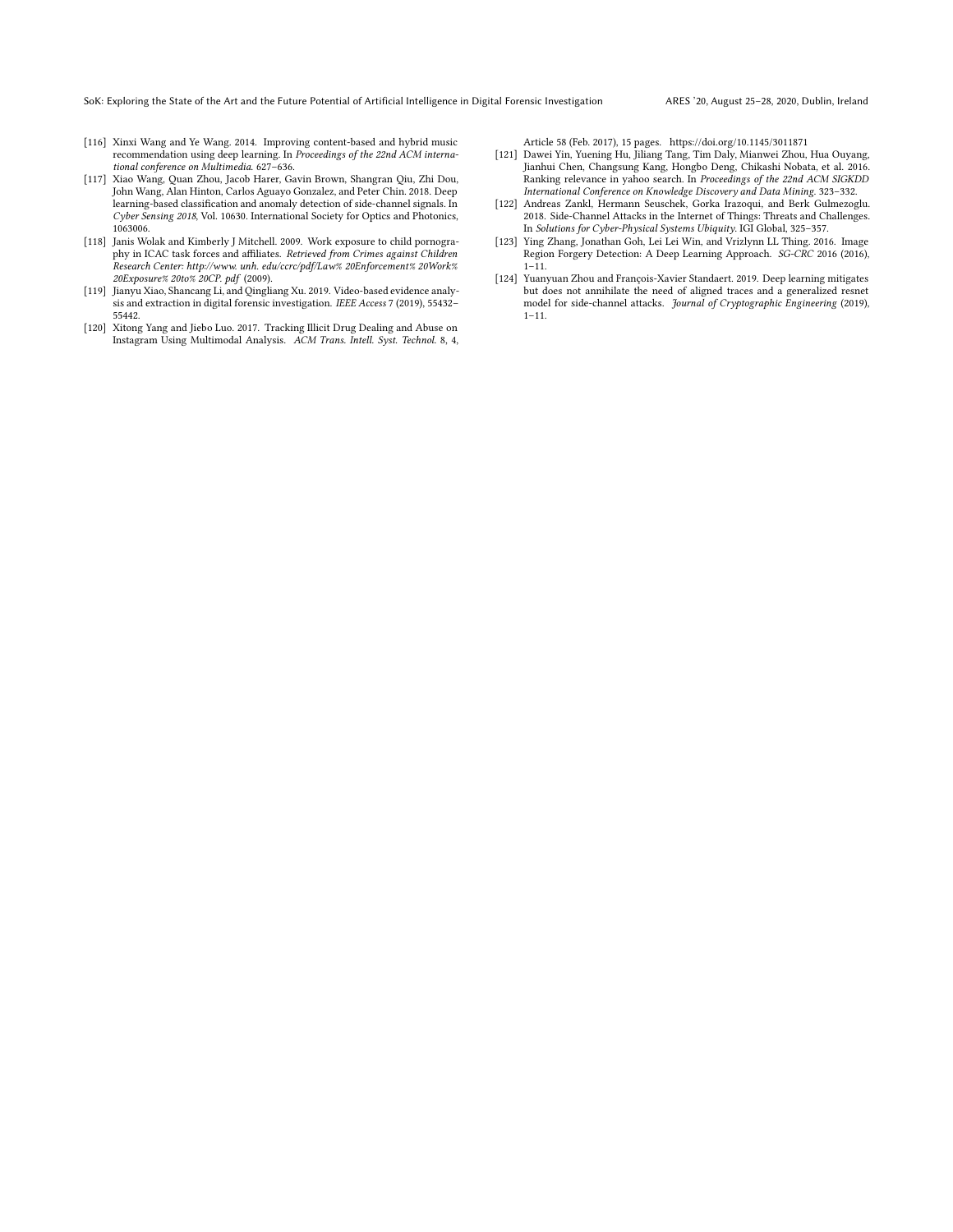- [116] Xinxi Wang and Ye Wang. 2014. Improving content-based and hybrid music recommendation using deep learning. In *Proceedings of the 22nd ACM international conference on Multimedia*. 627–636.
- [117] Xiao Wang, Quan Zhou, Jacob Harer, Gavin Brown, Shangran Qiu, Zhi Dou, John Wang, Alan Hinton, Carlos Aguayo Gonzalez, and Peter Chin. 2018. Deep learning-based classification and anomaly detection of side-channel signals. In *Cyber Sensing 2018*, Vol. 10630. International Society for Optics and Photonics, 1063006.
- [118] Janis Wolak and Kimberly J Mitchell. 2009. Work exposure to child pornography in ICAC task forces and affiliates. *Retrieved from Crimes against Children Research Center: http://www. unh. edu/ccrc/pdf/Law% 20Enforcement% 20Work% 20Exposure% 20to% 20CP. pdf* (2009).
- [119] Jianyu Xiao, Shancang Li, and Qingliang Xu. 2019. Video-based evidence analysis and extraction in digital forensic investigation. *IEEE Access* 7 (2019), 55432–55442.
- [120] Xitong Yang and Jiebo Luo. 2017. Tracking Illicit Drug Dealing and Abuse on Instagram Using Multimodal Analysis. *ACM Trans. Intell. Syst. Technol.* 8, 4, Article 58 (Feb. 2017), 15 pages. https://doi.org/10.1145/3011871
- [121] Dawei Yin, Yuening Hu, Jiliang Tang, Tim Daly, Mianwei Zhou, Hua Ouyang, Jianhui Chen, Changsung Kang, Hongbo Deng, Chikashi Nobata, et al. 2016. Ranking relevance in yahoo search. In *Proceedings of the 22nd ACM SIGKDD International Conference on Knowledge Discovery and Data Mining*. 323–332.
- [122] Andreas Zankl, Hermann Seuschek, Gorka Irazoqui, and Berk Gulmezoglu. 2018. Side-Channel Attacks in the Internet of Things: Threats and Challenges. In *Solutions for Cyber-Physical Systems Ubiquity*. IGI Global, 325–357.
- [123] Ying Zhang, Jonathan Goh, Lei Lei Win, and Vrizlynn LL Thing. 2016. Image Region Forgery Detection: A Deep Learning Approach. *SG-CRC* 2016 (2016), 1–11.
- [124] Yuanyuan Zhou and François-Xavier Standaert. 2019. Deep learning mitigates but does not annihilate the need of aligned traces and a generalized resnet model for side-channel attacks. *Journal of Cryptographic Engineering* (2019), 1–11.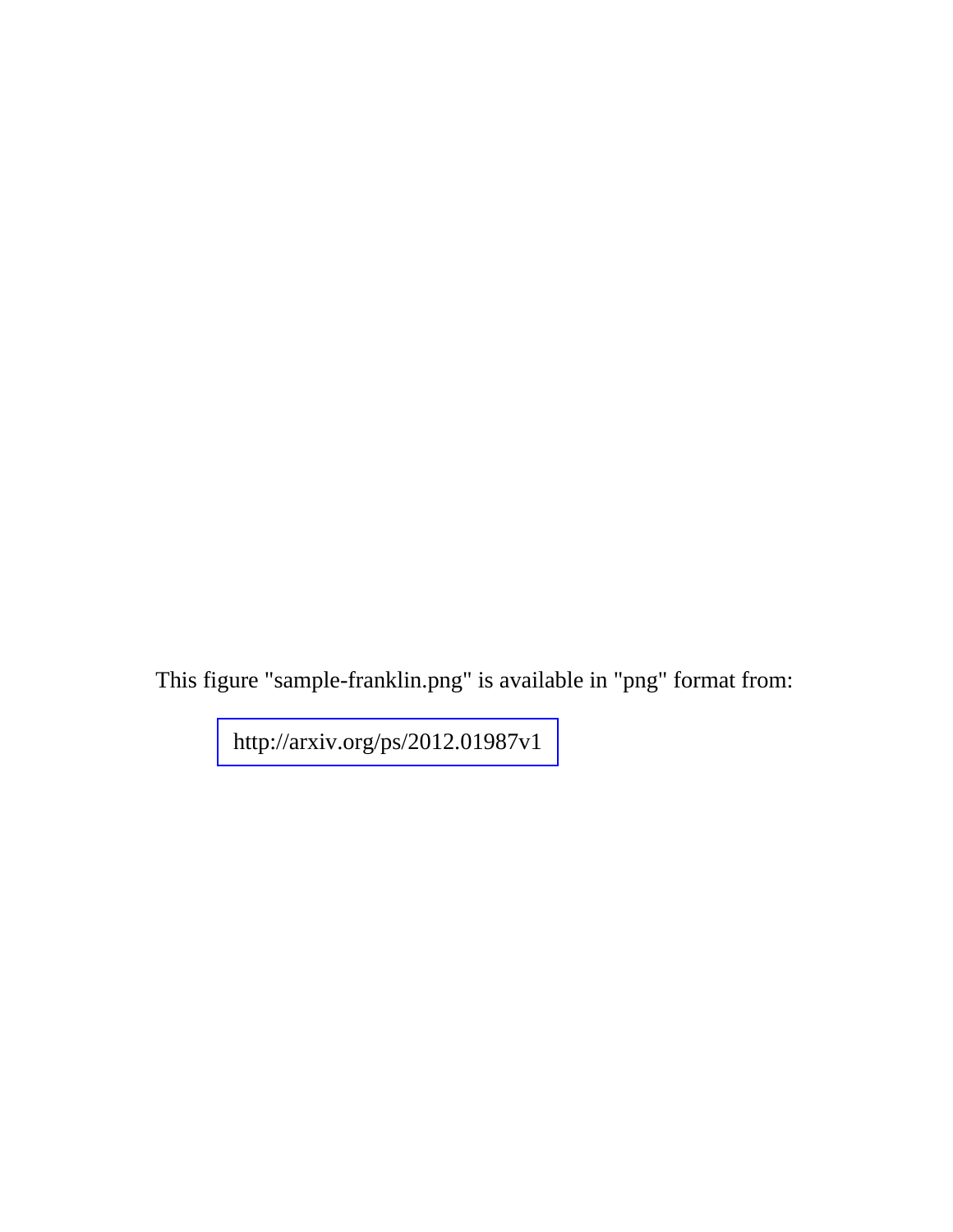This figure "sample-franklin.png" is available in "png" format from:

http://arxiv.org/ps/2012.01987v1